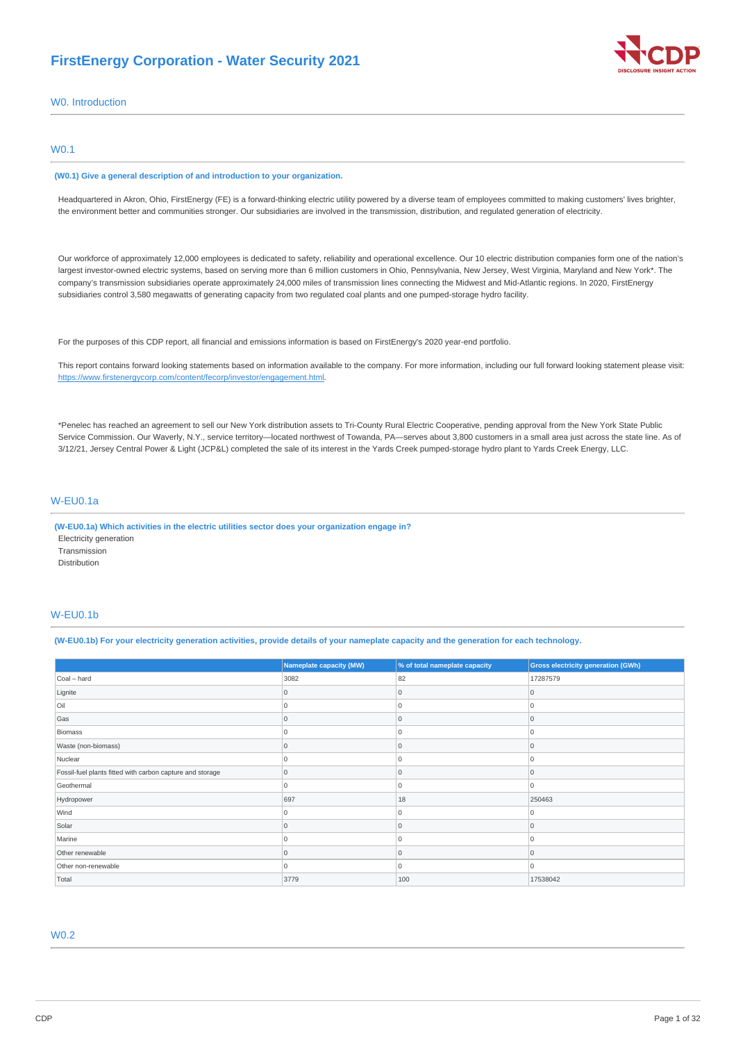# FirstEnergy Corporation - Water Security 2021

## W0. Introduction

### W0.1

**(W0.1) Give a general description of and introduction to your organization.**

Headquartered in Akron, Ohio, FirstEnergy (FE) is a forward-thinking electric utility powered by a diverse team of employees committed to making customers' lives brighter, the environment better and communities stronger. Our subsidiaries are involved in the transmission, distribution, and regulated generation of electricity.

Our workforce of approximately 12,000 employees is dedicated to safety, reliability and operational excellence. Our 10 electric distribution companies form one of the nation's largest investor-owned electric systems, based on serving more than 6 million customers in Ohio, Pennsylvania, New Jersey, West Virginia, Maryland and New York*. The company's transmission subsidiaries operate approximately 24,000 miles of transmission lines connecting the Midwest and Mid-Atlantic regions. In 2020, FirstEnergy subsidiaries control 3,580 megawatts of generating capacity from two regulated coal plants and one pumped-storage hydro facility.

For the purposes of this CDP report, all financial and emissions information is based on FirstEnergy's 2020 year-end portfolio.

This report contains forward looking statements based on information available to the company. For more information, including our full forward looking statement please visit: https://www.firstenergycorp.com/content/fecorp/investor/engagement.html.

*Penelec has reached an agreement to sell our New York distribution assets to Tri-County Rural Electric Cooperative, pending approval from the New York State Public Service Commission. Our Waverly, N.Y., service territory—located northwest of Towanda, PA—serves about 3,800 customers in a small area just across the state line. As of 3/12/21, Jersey Central Power & Light (JCP&L) completed the sale of its interest in the Yards Creek pumped-storage hydro plant to Yards Creek Energy, LLC.

### W-EU0.1a

**(W-EU0.1a) Which activities in the electric utilities sector does your organization engage in?**

Electricity generation
Transmission
Distribution

### W-EU0.1b

**(W-EU0.1b) For your electricity generation activities, provide details of your nameplate capacity and the generation for each technology.**

| | Nameplate capacity (MW) | % of total nameplate capacity | Gross electricity generation (GWh) |
|---|---|---|---|
| Coal – hard | 3082 | 82 | 17287579 |
| Lignite | 0 | 0 | 0 |
| Oil | 0 | 0 | 0 |
| Gas | 0 | 0 | 0 |
| Biomass | 0 | 0 | 0 |
| Waste (non-biomass) | 0 | 0 | 0 |
| Nuclear | 0 | 0 | 0 |
| Fossil-fuel plants fitted with carbon capture and storage | 0 | 0 | 0 |
| Geothermal | 0 | 0 | 0 |
| Hydropower | 697 | 18 | 250463 |
| Wind | 0 | 0 | 0 |
| Solar | 0 | 0 | 0 |
| Marine | 0 | 0 | 0 |
| Other renewable | 0 | 0 | 0 |
| Other non-renewable | 0 | 0 | 0 |
| Total | 3779 | 100 | 17538042 |

### W0.2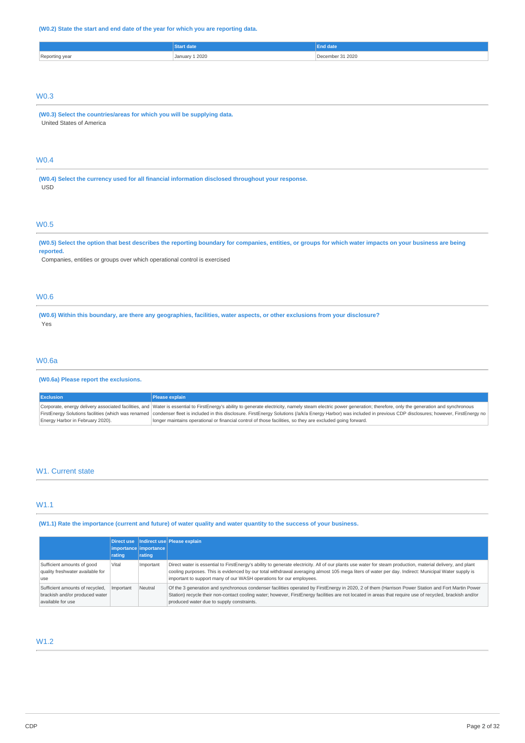**(W0.2) State the start and end date of the year for which you are reporting data.**

| | Start date | End date |
|---|---|---|
| Reporting year | January 1 2020 | December 31 2020 |

## W0.3

**(W0.3) Select the countries/areas for which you will be supplying data.**

United States of America

## W0.4

**(W0.4) Select the currency used for all financial information disclosed throughout your response.**

USD

## W0.5

**(W0.5) Select the option that best describes the reporting boundary for companies, entities, or groups for which water impacts on your business are being reported.**

Companies, entities or groups over which operational control is exercised

## W0.6

**(W0.6) Within this boundary, are there any geographies, facilities, water aspects, or other exclusions from your disclosure?**

Yes

## W0.6a

**(W0.6a) Please report the exclusions.**

| Exclusion | Please explain |
|---|---|
| Corporate, energy delivery associated facilities, and FirstEnergy Solutions facilities (which was renamed Energy Harbor in February 2020). | Water is essential to FirstEnergy's ability to generate electricity, namely steam electric power generation; therefore, only the generation and synchronous condenser fleet is included in this disclosure. FirstEnergy Solutions (/a/k/a Energy Harbor) was included in previous CDP disclosures; however, FirstEnergy no longer maintains operational or financial control of those facilities, so they are excluded going forward. |

# W1. Current state

## W1.1

**(W1.1) Rate the importance (current and future) of water quality and water quantity to the success of your business.**

| | Direct use importance rating | Indirect use importance rating | Please explain |
|---|---|---|---|
| Sufficient amounts of good quality freshwater available for use | Vital | Important | Direct water is essential to FirstEnergy's ability to generate electricity. All of our plants use water for steam production, material delivery, and plant cooling purposes. This is evidenced by our total withdrawal averaging almost 105 mega liters of water per day. Indirect: Municipal Water supply is important to support many of our WASH operations for our employees. |
| Sufficient amounts of recycled, brackish and/or produced water available for use | Important | Neutral | Of the 3 generation and synchronous condenser facilities operated by FirstEnergy in 2020, 2 of them (Harrison Power Station and Fort Martin Power Station) recycle their non-contact cooling water; however, FirstEnergy facilities are not located in areas that require use of recycled, brackish and/or produced water due to supply constraints. |

## W1.2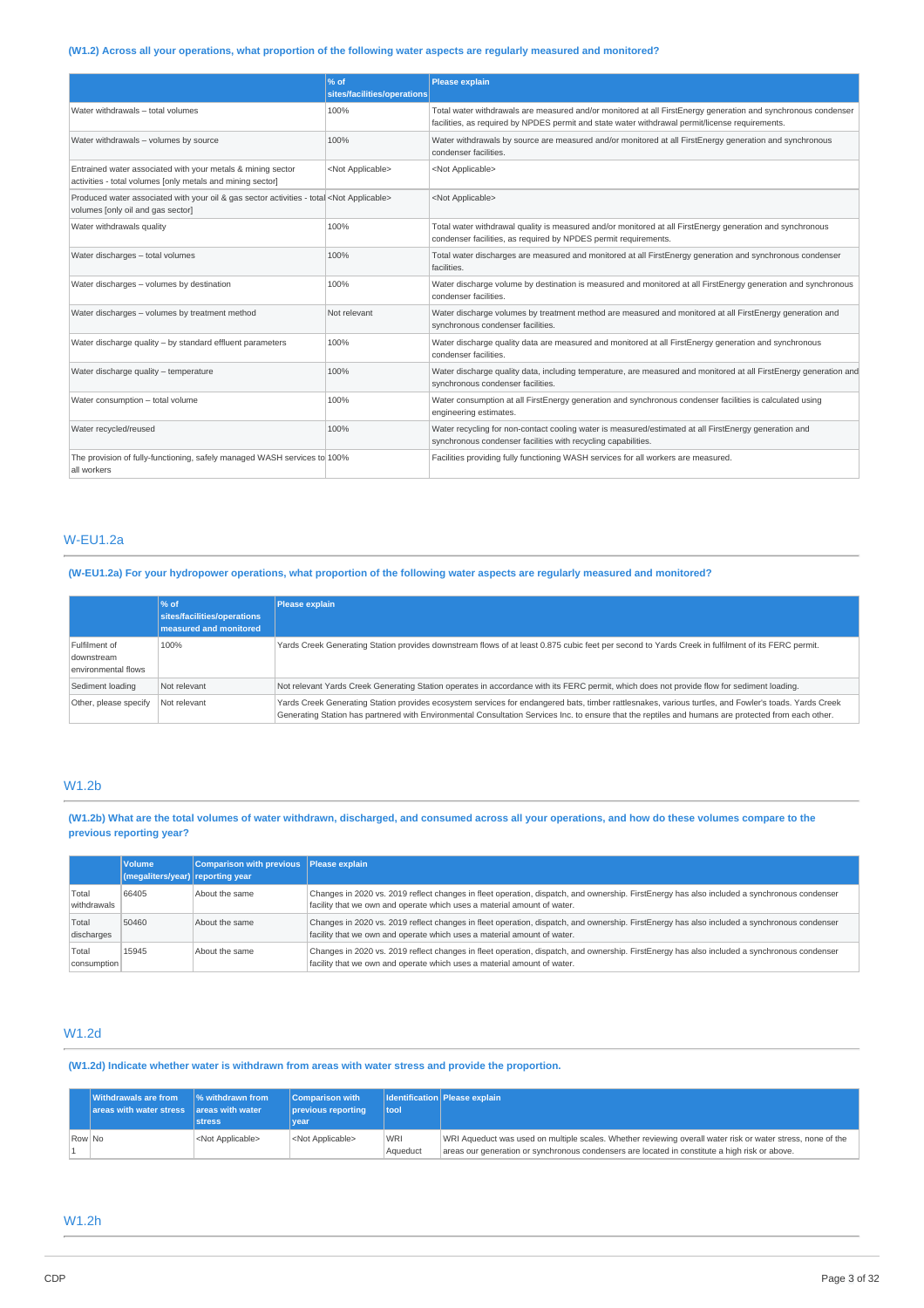**(W1.2) Across all your operations, what proportion of the following water aspects are regularly measured and monitored?**

| | % of sites/facilities/operations | Please explain |
|---|---|---|
| Water withdrawals – total volumes | 100% | Total water withdrawals are measured and/or monitored at all FirstEnergy generation and synchronous condenser facilities, as required by NPDES permit and state water withdrawal permit/license requirements. |
| Water withdrawals – volumes by source | 100% | Water withdrawals by source are measured and/or monitored at all FirstEnergy generation and synchronous condenser facilities. |
| Entrained water associated with your metals & mining sector activities - total volumes [only metals and mining sector] | <Not Applicable> | <Not Applicable> |
| Produced water associated with your oil & gas sector activities - total volumes [only oil and gas sector] | <Not Applicable> | <Not Applicable> |
| Water withdrawals quality | 100% | Total water withdrawal quality is measured and/or monitored at all FirstEnergy generation and synchronous condenser facilities, as required by NPDES permit requirements. |
| Water discharges – total volumes | 100% | Total water discharges are measured and monitored at all FirstEnergy generation and synchronous condenser facilities. |
| Water discharges – volumes by destination | 100% | Water discharge volume by destination is measured and monitored at all FirstEnergy generation and synchronous condenser facilities. |
| Water discharges – volumes by treatment method | Not relevant | Water discharge volumes by treatment method are measured and monitored at all FirstEnergy generation and synchronous condenser facilities. |
| Water discharge quality – by standard effluent parameters | 100% | Water discharge quality data are measured and monitored at all FirstEnergy generation and synchronous condenser facilities. |
| Water discharge quality – temperature | 100% | Water discharge quality data, including temperature, are measured and monitored at all FirstEnergy generation and synchronous condenser facilities. |
| Water consumption – total volume | 100% | Water consumption at all FirstEnergy generation and synchronous condenser facilities is calculated using engineering estimates. |
| Water recycled/reused | 100% | Water recycling for non-contact cooling water is measured/estimated at all FirstEnergy generation and synchronous condenser facilities with recycling capabilities. |
| The provision of fully-functioning, safely managed WASH services to all workers | 100% | Facilities providing fully functioning WASH services for all workers are measured. |

## W-EU1.2a

**(W-EU1.2a) For your hydropower operations, what proportion of the following water aspects are regularly measured and monitored?**

| | % of sites/facilities/operations measured and monitored | Please explain |
|---|---|---|
| Fulfilment of downstream environmental flows | 100% | Yards Creek Generating Station provides downstream flows of at least 0.875 cubic feet per second to Yards Creek in fulfilment of its FERC permit. |
| Sediment loading | Not relevant | Not relevant Yards Creek Generating Station operates in accordance with its FERC permit, which does not provide flow for sediment loading. |
| Other, please specify | Not relevant | Yards Creek Generating Station provides ecosystem services for endangered bats, timber rattlesnakes, various turtles, and Fowler's toads. Yards Creek Generating Station has partnered with Environmental Consultation Services Inc. to ensure that the reptiles and humans are protected from each other. |

## W1.2b

**(W1.2b) What are the total volumes of water withdrawn, discharged, and consumed across all your operations, and how do these volumes compare to the previous reporting year?**

| | Volume (megaliters/year) | Comparison with previous reporting year | Please explain |
|---|---|---|---|
| Total withdrawals | 66405 | About the same | Changes in 2020 vs. 2019 reflect changes in fleet operation, dispatch, and ownership. FirstEnergy has also included a synchronous condenser facility that we own and operate which uses a material amount of water. |
| Total discharges | 50460 | About the same | Changes in 2020 vs. 2019 reflect changes in fleet operation, dispatch, and ownership. FirstEnergy has also included a synchronous condenser facility that we own and operate which uses a material amount of water. |
| Total consumption | 15945 | About the same | Changes in 2020 vs. 2019 reflect changes in fleet operation, dispatch, and ownership. FirstEnergy has also included a synchronous condenser facility that we own and operate which uses a material amount of water. |

## W1.2d

**(W1.2d) Indicate whether water is withdrawn from areas with water stress and provide the proportion.**

| | Withdrawals are from areas with water stress | % withdrawn from areas with water stress | Comparison with previous reporting year | Identification tool | Please explain |
|---|---|---|---|---|---|
| Row 1 | No | <Not Applicable> | <Not Applicable> | WRI Aqueduct | WRI Aqueduct was used on multiple scales. Whether reviewing overall water risk or water stress, none of the areas our generation or synchronous condensers are located in constitute a high risk or above. |

## W1.2h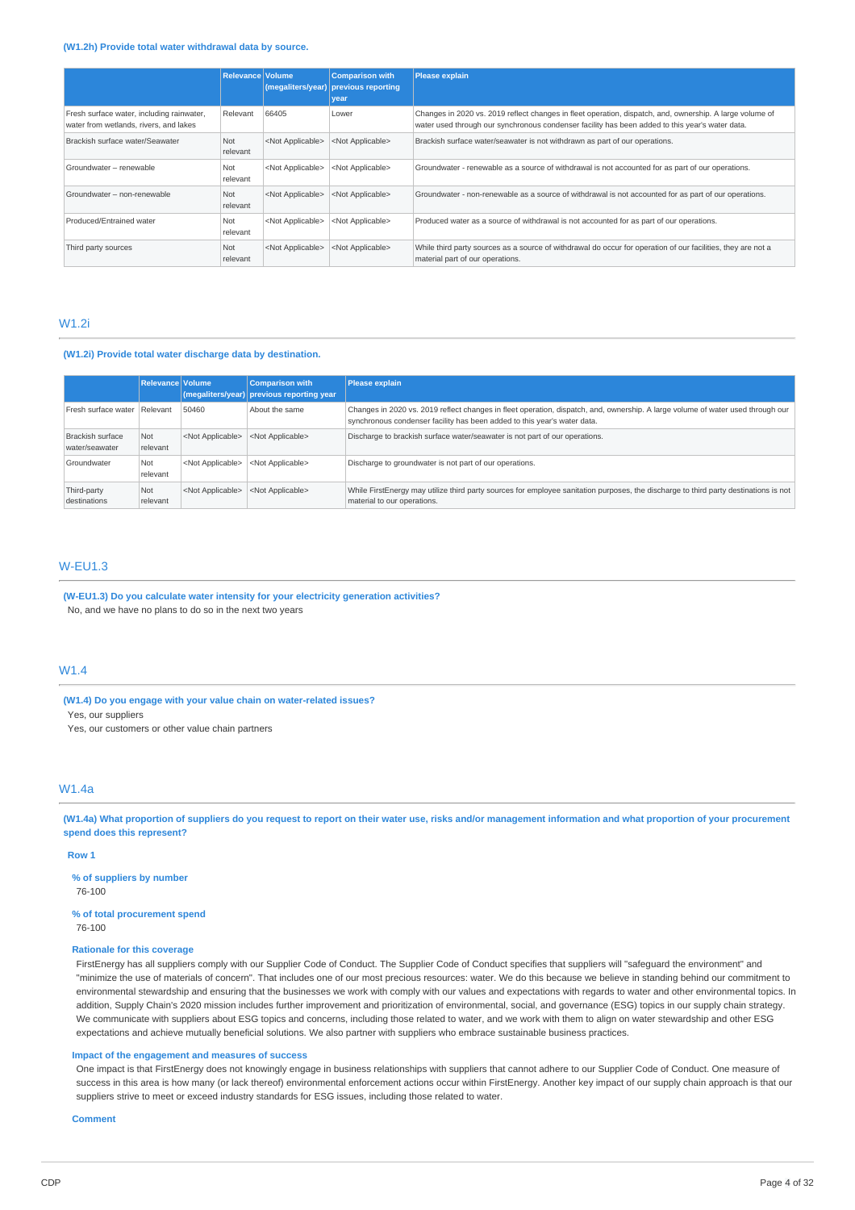**(W1.2h) Provide total water withdrawal data by source.**

| | Relevance | Volume (megaliters/year) | Comparison with previous reporting year | Please explain |
|---|---|---|---|---|
| Fresh surface water, including rainwater, water from wetlands, rivers, and lakes | Relevant | 66405 | Lower | Changes in 2020 vs. 2019 reflect changes in fleet operation, dispatch, and, ownership. A large volume of water used through our synchronous condenser facility has been added to this year's water data. |
| Brackish surface water/Seawater | Not relevant | <Not Applicable> | <Not Applicable> | Brackish surface water/seawater is not withdrawn as part of our operations. |
| Groundwater – renewable | Not relevant | <Not Applicable> | <Not Applicable> | Groundwater - renewable as a source of withdrawal is not accounted for as part of our operations. |
| Groundwater – non-renewable | Not relevant | <Not Applicable> | <Not Applicable> | Groundwater - non-renewable as a source of withdrawal is not accounted for as part of our operations. |
| Produced/Entrained water | Not relevant | <Not Applicable> | <Not Applicable> | Produced water as a source of withdrawal is not accounted for as part of our operations. |
| Third party sources | Not relevant | <Not Applicable> | <Not Applicable> | While third party sources as a source of withdrawal do occur for operation of our facilities, they are not a material part of our operations. |

## W1.2i

**(W1.2i) Provide total water discharge data by destination.**

| | Relevance | Volume (megaliters/year) | Comparison with previous reporting year | Please explain |
|---|---|---|---|---|
| Fresh surface water | Relevant | 50460 | About the same | Changes in 2020 vs. 2019 reflect changes in fleet operation, dispatch, and, ownership. A large volume of water used through our synchronous condenser facility has been added to this year's water data. |
| Brackish surface water/seawater | Not relevant | <Not Applicable> | <Not Applicable> | Discharge to brackish surface water/seawater is not part of our operations. |
| Groundwater | Not relevant | <Not Applicable> | <Not Applicable> | Discharge to groundwater is not part of our operations. |
| Third-party destinations | Not relevant | <Not Applicable> | <Not Applicable> | While FirstEnergy may utilize third party sources for employee sanitation purposes, the discharge to third party destinations is not material to our operations. |

## W-EU1.3

**(W-EU1.3) Do you calculate water intensity for your electricity generation activities?**

No, and we have no plans to do so in the next two years

## W1.4

**(W1.4) Do you engage with your value chain on water-related issues?**

Yes, our suppliers

Yes, our customers or other value chain partners

## W1.4a

**(W1.4a) What proportion of suppliers do you request to report on their water use, risks and/or management information and what proportion of your procurement spend does this represent?**

**Row 1**

**% of suppliers by number**

76-100

**% of total procurement spend**

76-100

**Rationale for this coverage**

FirstEnergy has all suppliers comply with our Supplier Code of Conduct. The Supplier Code of Conduct specifies that suppliers will "safeguard the environment" and "minimize the use of materials of concern". That includes one of our most precious resources: water. We do this because we believe in standing behind our commitment to environmental stewardship and ensuring that the businesses we work with comply with our values and expectations with regards to water and other environmental topics. In addition, Supply Chain's 2020 mission includes further improvement and prioritization of environmental, social, and governance (ESG) topics in our supply chain strategy. We communicate with suppliers about ESG topics and concerns, including those related to water, and we work with them to align on water stewardship and other ESG expectations and achieve mutually beneficial solutions. We also partner with suppliers who embrace sustainable business practices.

**Impact of the engagement and measures of success**

One impact is that FirstEnergy does not knowingly engage in business relationships with suppliers that cannot adhere to our Supplier Code of Conduct. One measure of success in this area is how many (or lack thereof) environmental enforcement actions occur within FirstEnergy. Another key impact of our supply chain approach is that our suppliers strive to meet or exceed industry standards for ESG issues, including those related to water.

**Comment**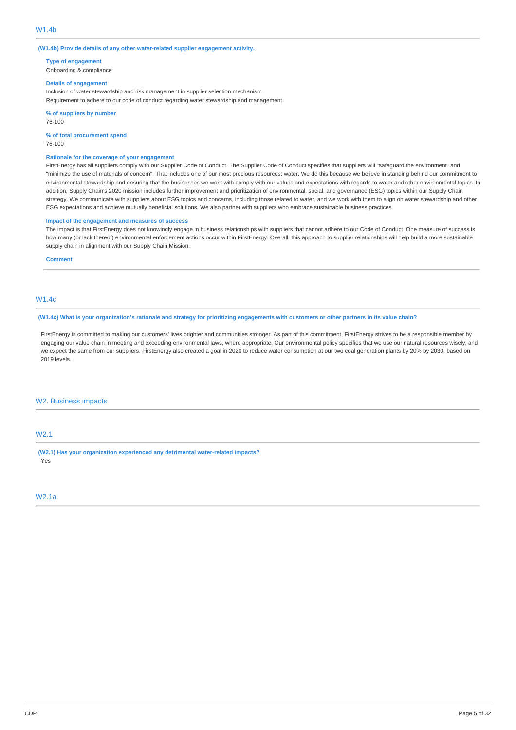## W1.4b

**(W1.4b) Provide details of any other water-related supplier engagement activity.**

**Type of engagement**

Onboarding & compliance

**Details of engagement**

Inclusion of water stewardship and risk management in supplier selection mechanism

Requirement to adhere to our code of conduct regarding water stewardship and management

**% of suppliers by number**

76-100

**% of total procurement spend**

76-100

**Rationale for the coverage of your engagement**

FirstEnergy has all suppliers comply with our Supplier Code of Conduct. The Supplier Code of Conduct specifies that suppliers will "safeguard the environment" and "minimize the use of materials of concern". That includes one of our most precious resources: water. We do this because we believe in standing behind our commitment to environmental stewardship and ensuring that the businesses we work with comply with our values and expectations with regards to water and other environmental topics. In addition, Supply Chain's 2020 mission includes further improvement and prioritization of environmental, social, and governance (ESG) topics within our Supply Chain strategy. We communicate with suppliers about ESG topics and concerns, including those related to water, and we work with them to align on water stewardship and other ESG expectations and achieve mutually beneficial solutions. We also partner with suppliers who embrace sustainable business practices.

**Impact of the engagement and measures of success**

The impact is that FirstEnergy does not knowingly engage in business relationships with suppliers that cannot adhere to our Code of Conduct. One measure of success is how many (or lack thereof) environmental enforcement actions occur within FirstEnergy. Overall, this approach to supplier relationships will help build a more sustainable supply chain in alignment with our Supply Chain Mission.

**Comment**

## W1.4c

**(W1.4c) What is your organization's rationale and strategy for prioritizing engagements with customers or other partners in its value chain?**

FirstEnergy is committed to making our customers' lives brighter and communities stronger. As part of this commitment, FirstEnergy strives to be a responsible member by engaging our value chain in meeting and exceeding environmental laws, where appropriate. Our environmental policy specifies that we use our natural resources wisely, and we expect the same from our suppliers. FirstEnergy also created a goal in 2020 to reduce water consumption at our two coal generation plants by 20% by 2030, based on 2019 levels.

# W2. Business impacts

## W2.1

**(W2.1) Has your organization experienced any detrimental water-related impacts?**

Yes

## W2.1a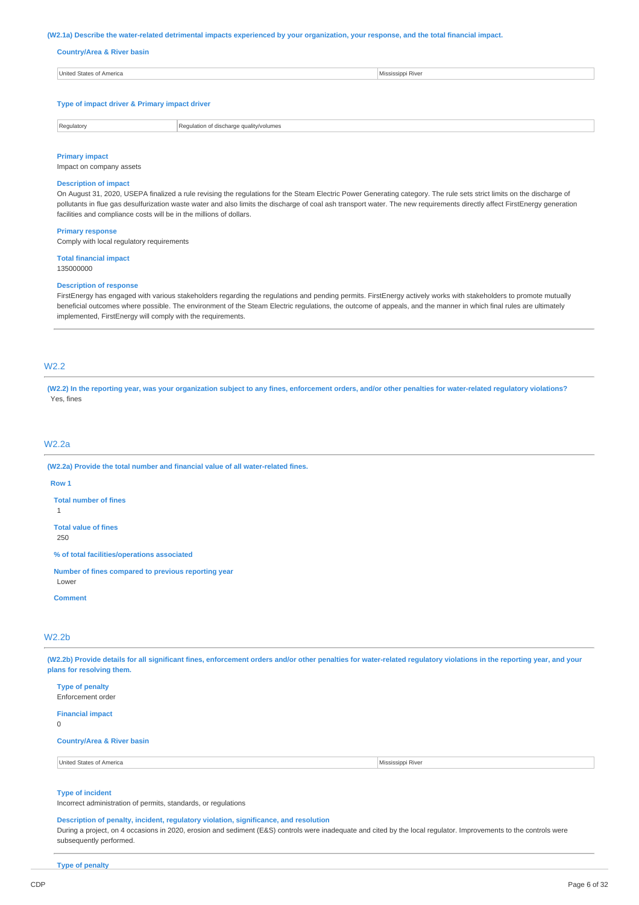**(W2.1a) Describe the water-related detrimental impacts experienced by your organization, your response, and the total financial impact.**

**Country/Area & River basin**

| United States of America | Mississippi River |
|---|---|

**Type of impact driver & Primary impact driver**

| Regulatory | Regulation of discharge quality/volumes |
|---|---|

**Primary impact**

Impact on company assets

**Description of impact**

On August 31, 2020, USEPA finalized a rule revising the regulations for the Steam Electric Power Generating category. The rule sets strict limits on the discharge of pollutants in flue gas desulfurization waste water and also limits the discharge of coal ash transport water. The new requirements directly affect FirstEnergy generation facilities and compliance costs will be in the millions of dollars.

**Primary response**

Comply with local regulatory requirements

**Total financial impact**

135000000

**Description of response**

FirstEnergy has engaged with various stakeholders regarding the regulations and pending permits. FirstEnergy actively works with stakeholders to promote mutually beneficial outcomes where possible. The environment of the Steam Electric regulations, the outcome of appeals, and the manner in which final rules are ultimately implemented, FirstEnergy will comply with the requirements.

## W2.2

**(W2.2) In the reporting year, was your organization subject to any fines, enforcement orders, and/or other penalties for water-related regulatory violations?**

Yes, fines

## W2.2a

**(W2.2a) Provide the total number and financial value of all water-related fines.**

**Row 1**

**Total number of fines**

1

**Total value of fines**

250

**% of total facilities/operations associated**

**Number of fines compared to previous reporting year**

Lower

**Comment**

## W2.2b

**(W2.2b) Provide details for all significant fines, enforcement orders and/or other penalties for water-related regulatory violations in the reporting year, and your plans for resolving them.**

**Type of penalty**

Enforcement order

**Financial impact**

0

**Country/Area & River basin**

| United States of America | Mississippi River |
|---|---|

**Type of incident**

Incorrect administration of permits, standards, or regulations

**Description of penalty, incident, regulatory violation, significance, and resolution**

During a project, on 4 occasions in 2020, erosion and sediment (E&S) controls were inadequate and cited by the local regulator. Improvements to the controls were subsequently performed.

**Type of penalty**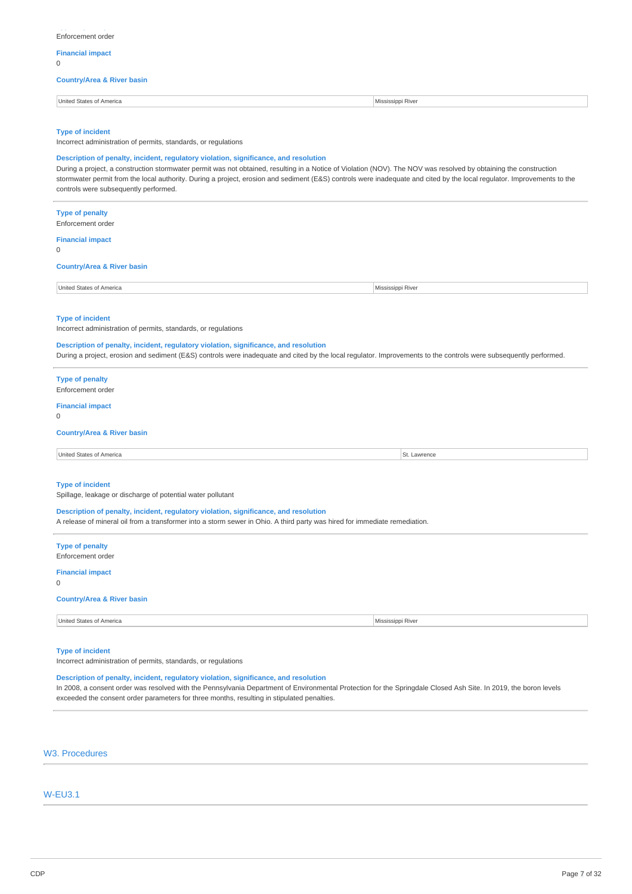Enforcement order

**Financial impact**
0

**Country/Area & River basin**

| United States of America | Mississippi River |
|---|---|

**Type of incident**
Incorrect administration of permits, standards, or regulations

**Description of penalty, incident, regulatory violation, significance, and resolution**
During a project, a construction stormwater permit was not obtained, resulting in a Notice of Violation (NOV). The NOV was resolved by obtaining the construction stormwater permit from the local authority. During a project, erosion and sediment (E&S) controls were inadequate and cited by the local regulator. Improvements to the controls were subsequently performed.

---

**Type of penalty**
Enforcement order

**Financial impact**
0

**Country/Area & River basin**

| United States of America | Mississippi River |
|---|---|

**Type of incident**
Incorrect administration of permits, standards, or regulations

**Description of penalty, incident, regulatory violation, significance, and resolution**
During a project, erosion and sediment (E&S) controls were inadequate and cited by the local regulator. Improvements to the controls were subsequently performed.

---

**Type of penalty**
Enforcement order

**Financial impact**
0

**Country/Area & River basin**

| United States of America | St. Lawrence |
|---|---|

**Type of incident**
Spillage, leakage or discharge of potential water pollutant

**Description of penalty, incident, regulatory violation, significance, and resolution**
A release of mineral oil from a transformer into a storm sewer in Ohio. A third party was hired for immediate remediation.

---

**Type of penalty**
Enforcement order

**Financial impact**
0

**Country/Area & River basin**

| United States of America | Mississippi River |
|---|---|

**Type of incident**
Incorrect administration of permits, standards, or regulations

**Description of penalty, incident, regulatory violation, significance, and resolution**
In 2008, a consent order was resolved with the Pennsylvania Department of Environmental Protection for the Springdale Closed Ash Site. In 2019, the boron levels exceeded the consent order parameters for three months, resulting in stipulated penalties.

---

## W3. Procedures

### W-EU3.1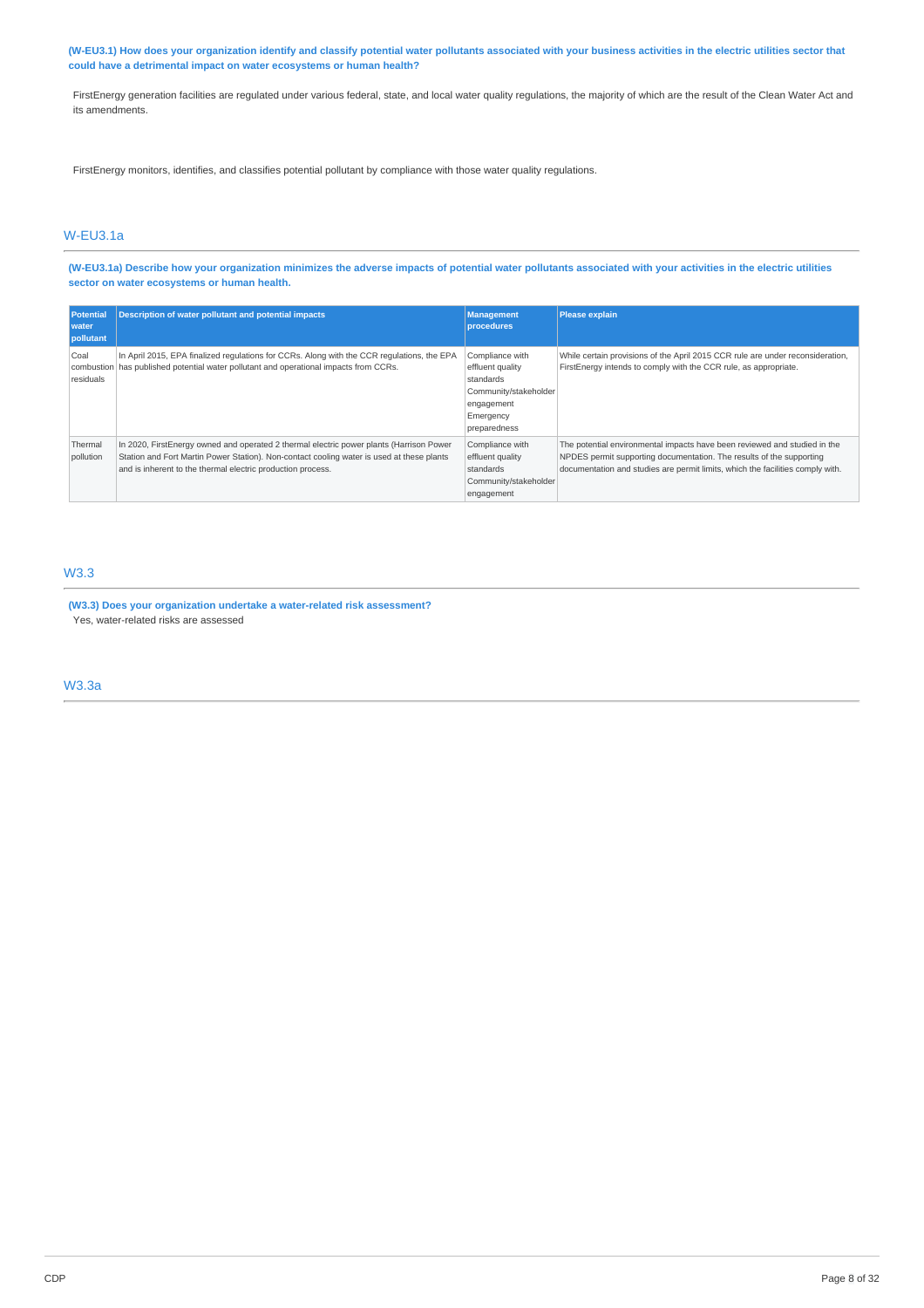**(W-EU3.1) How does your organization identify and classify potential water pollutants associated with your business activities in the electric utilities sector that could have a detrimental impact on water ecosystems or human health?**

FirstEnergy generation facilities are regulated under various federal, state, and local water quality regulations, the majority of which are the result of the Clean Water Act and its amendments.

FirstEnergy monitors, identifies, and classifies potential pollutant by compliance with those water quality regulations.

## W-EU3.1a

**(W-EU3.1a) Describe how your organization minimizes the adverse impacts of potential water pollutants associated with your activities in the electric utilities sector on water ecosystems or human health.**

| Potential water pollutant | Description of water pollutant and potential impacts | Management procedures | Please explain |
|---|---|---|---|
| Coal combustion residuals | In April 2015, EPA finalized regulations for CCRs. Along with the CCR regulations, the EPA has published potential water pollutant and operational impacts from CCRs. | Compliance with effluent quality standards<br>Community/stakeholder engagement<br>Emergency preparedness | While certain provisions of the April 2015 CCR rule are under reconsideration, FirstEnergy intends to comply with the CCR rule, as appropriate. |
| Thermal pollution | In 2020, FirstEnergy owned and operated 2 thermal electric power plants (Harrison Power Station and Fort Martin Power Station). Non-contact cooling water is used at these plants and is inherent to the thermal electric production process. | Compliance with effluent quality standards<br>Community/stakeholder engagement | The potential environmental impacts have been reviewed and studied in the NPDES permit supporting documentation. The results of the supporting documentation and studies are permit limits, which the facilities comply with. |

## W3.3

**(W3.3) Does your organization undertake a water-related risk assessment?**

Yes, water-related risks are assessed

## W3.3a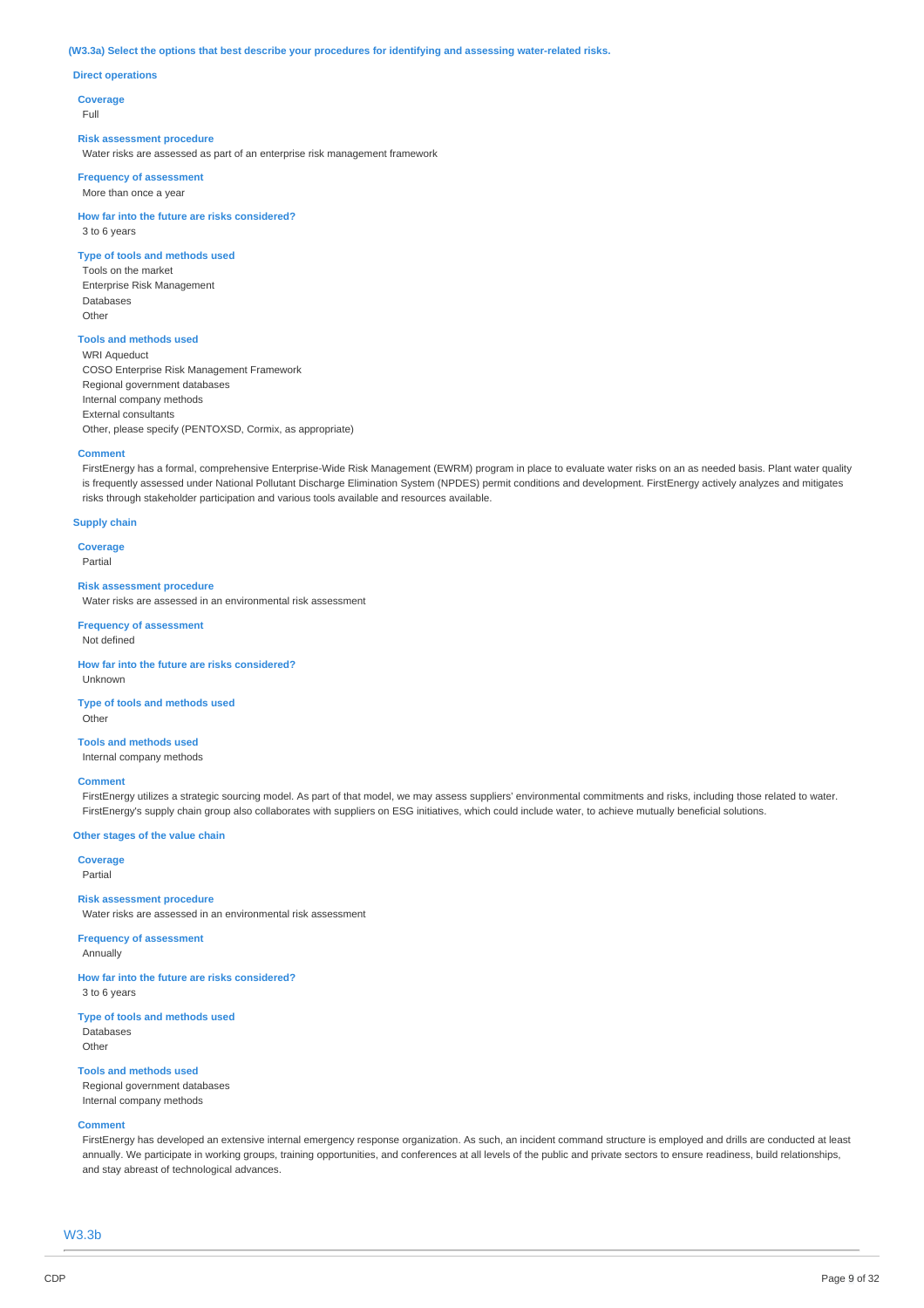**(W3.3a) Select the options that best describe your procedures for identifying and assessing water-related risks.**

**Direct operations**

**Coverage**
Full

**Risk assessment procedure**
Water risks are assessed as part of an enterprise risk management framework

**Frequency of assessment**
More than once a year

**How far into the future are risks considered?**
3 to 6 years

**Type of tools and methods used**
Tools on the market
Enterprise Risk Management
Databases
Other

**Tools and methods used**
WRI Aqueduct
COSO Enterprise Risk Management Framework
Regional government databases
Internal company methods
External consultants
Other, please specify (PENTOXSD, Cormix, as appropriate)

**Comment**
FirstEnergy has a formal, comprehensive Enterprise-Wide Risk Management (EWRM) program in place to evaluate water risks on an as needed basis. Plant water quality is frequently assessed under National Pollutant Discharge Elimination System (NPDES) permit conditions and development. FirstEnergy actively analyzes and mitigates risks through stakeholder participation and various tools available and resources available.

**Supply chain**

**Coverage**
Partial

**Risk assessment procedure**
Water risks are assessed in an environmental risk assessment

**Frequency of assessment**
Not defined

**How far into the future are risks considered?**
Unknown

**Type of tools and methods used**
Other

**Tools and methods used**
Internal company methods

**Comment**
FirstEnergy utilizes a strategic sourcing model. As part of that model, we may assess suppliers' environmental commitments and risks, including those related to water. FirstEnergy's supply chain group also collaborates with suppliers on ESG initiatives, which could include water, to achieve mutually beneficial solutions.

**Other stages of the value chain**

**Coverage**
Partial

**Risk assessment procedure**
Water risks are assessed in an environmental risk assessment

**Frequency of assessment**
Annually

**How far into the future are risks considered?**
3 to 6 years

**Type of tools and methods used**
Databases
Other

**Tools and methods used**
Regional government databases
Internal company methods

**Comment**
FirstEnergy has developed an extensive internal emergency response organization. As such, an incident command structure is employed and drills are conducted at least annually. We participate in working groups, training opportunities, and conferences at all levels of the public and private sectors to ensure readiness, build relationships, and stay abreast of technological advances.

## W3.3b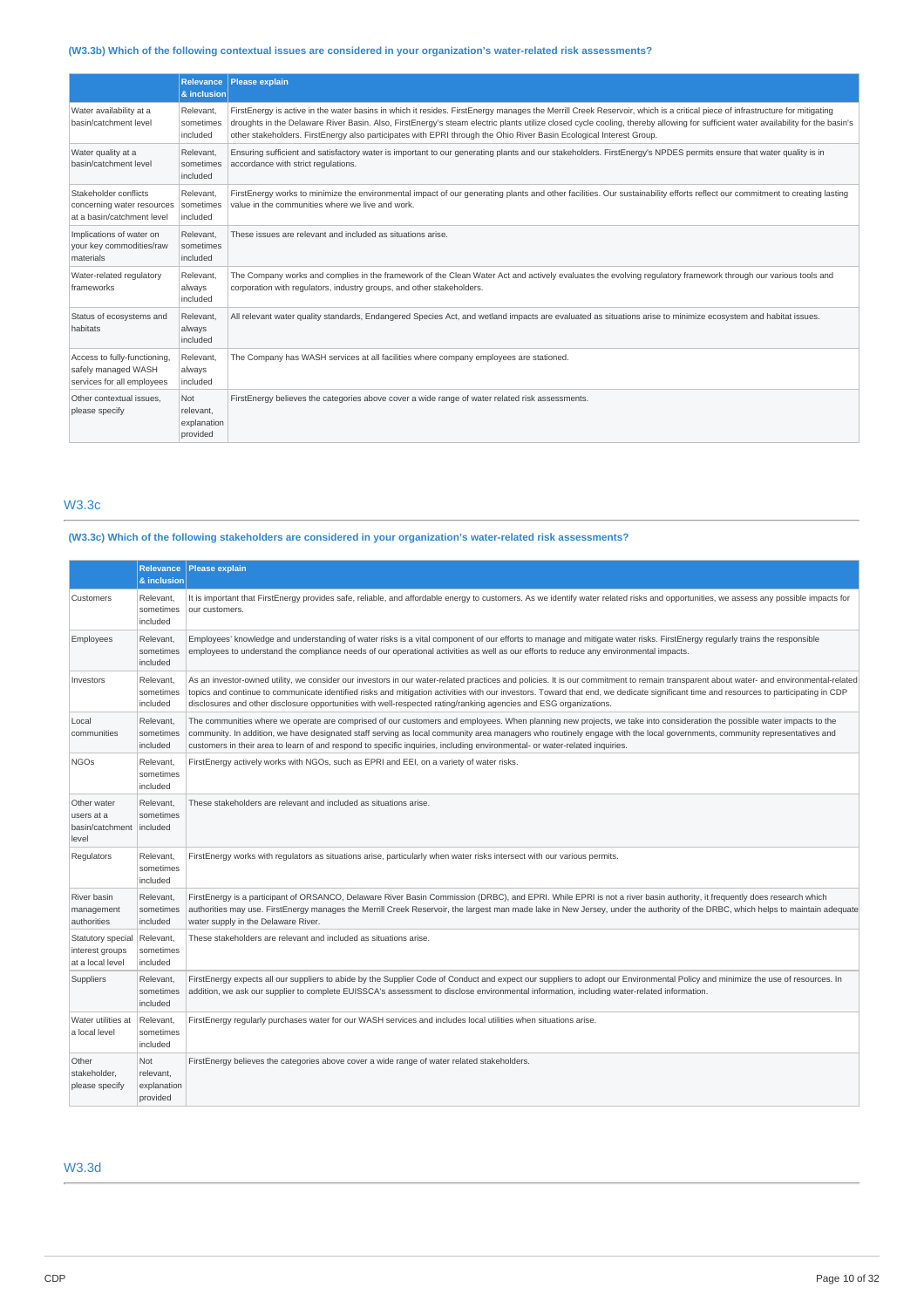**(W3.3b) Which of the following contextual issues are considered in your organization's water-related risk assessments?**

| | Relevance & inclusion | Please explain |
|---|---|---|
| Water availability at a basin/catchment level | Relevant, sometimes included | FirstEnergy is active in the water basins in which it resides. FirstEnergy manages the Merrill Creek Reservoir, which is a critical piece of infrastructure for mitigating droughts in the Delaware River Basin. Also, FirstEnergy's steam electric plants utilize closed cycle cooling, thereby allowing for sufficient water availability for the basin's other stakeholders. FirstEnergy also participates with EPRI through the Ohio River Basin Ecological Interest Group. |
| Water quality at a basin/catchment level | Relevant, sometimes included | Ensuring sufficient and satisfactory water is important to our generating plants and our stakeholders. FirstEnergy's NPDES permits ensure that water quality is in accordance with strict regulations. |
| Stakeholder conflicts concerning water resources at a basin/catchment level | Relevant, sometimes included | FirstEnergy works to minimize the environmental impact of our generating plants and other facilities. Our sustainability efforts reflect our commitment to creating lasting value in the communities where we live and work. |
| Implications of water on your key commodities/raw materials | Relevant, sometimes included | These issues are relevant and included as situations arise. |
| Water-related regulatory frameworks | Relevant, always included | The Company works and complies in the framework of the Clean Water Act and actively evaluates the evolving regulatory framework through our various tools and corporation with regulators, industry groups, and other stakeholders. |
| Status of ecosystems and habitats | Relevant, always included | All relevant water quality standards, Endangered Species Act, and wetland impacts are evaluated as situations arise to minimize ecosystem and habitat issues. |
| Access to fully-functioning, safely managed WASH services for all employees | Relevant, always included | The Company has WASH services at all facilities where company employees are stationed. |
| Other contextual issues, please specify | Not relevant, explanation provided | FirstEnergy believes the categories above cover a wide range of water related risk assessments. |

## W3.3c

**(W3.3c) Which of the following stakeholders are considered in your organization's water-related risk assessments?**

| | Relevance & inclusion | Please explain |
|---|---|---|
| Customers | Relevant, sometimes included | It is important that FirstEnergy provides safe, reliable, and affordable energy to customers. As we identify water related risks and opportunities, we assess any possible impacts for our customers. |
| Employees | Relevant, sometimes included | Employees' knowledge and understanding of water risks is a vital component of our efforts to manage and mitigate water risks. FirstEnergy regularly trains the responsible employees to understand the compliance needs of our operational activities as well as our efforts to reduce any environmental impacts. |
| Investors | Relevant, sometimes included | As an investor-owned utility, we consider our investors in our water-related practices and policies. It is our commitment to remain transparent about water- and environmental-related topics and continue to communicate identified risks and mitigation activities with our investors. Toward that end, we dedicate significant time and resources to participating in CDP disclosures and other disclosure opportunities with well-respected rating/ranking agencies and ESG organizations. |
| Local communities | Relevant, sometimes included | The communities where we operate are comprised of our customers and employees. When planning new projects, we take into consideration the possible water impacts to the community. In addition, we have designated staff serving as local community area managers who routinely engage with the local governments, community representatives and customers in their area to learn of and respond to specific inquiries, including environmental- or water-related inquiries. |
| NGOs | Relevant, sometimes included | FirstEnergy actively works with NGOs, such as EPRI and EEI, on a variety of water risks. |
| Other water users at a basin/catchment level | Relevant, sometimes included | These stakeholders are relevant and included as situations arise. |
| Regulators | Relevant, sometimes included | FirstEnergy works with regulators as situations arise, particularly when water risks intersect with our various permits. |
| River basin management authorities | Relevant, sometimes included | FirstEnergy is a participant of ORSANCO, Delaware River Basin Commission (DRBC), and EPRI. While EPRI is not a river basin authority, it frequently does research which authorities may use. FirstEnergy manages the Merrill Creek Reservoir, the largest man made lake in New Jersey, under the authority of the DRBC, which helps to maintain adequate water supply in the Delaware River. |
| Statutory special interest groups at a local level | Relevant, sometimes included | These stakeholders are relevant and included as situations arise. |
| Suppliers | Relevant, sometimes included | FirstEnergy expects all our suppliers to abide by the Supplier Code of Conduct and expect our suppliers to adopt our Environmental Policy and minimize the use of resources. In addition, we ask our supplier to complete EUISSCA's assessment to disclose environmental information, including water-related information. |
| Water utilities at a local level | Relevant, sometimes included | FirstEnergy regularly purchases water for our WASH services and includes local utilities when situations arise. |
| Other stakeholder, please specify | Not relevant, explanation provided | FirstEnergy believes the categories above cover a wide range of water related stakeholders. |

## W3.3d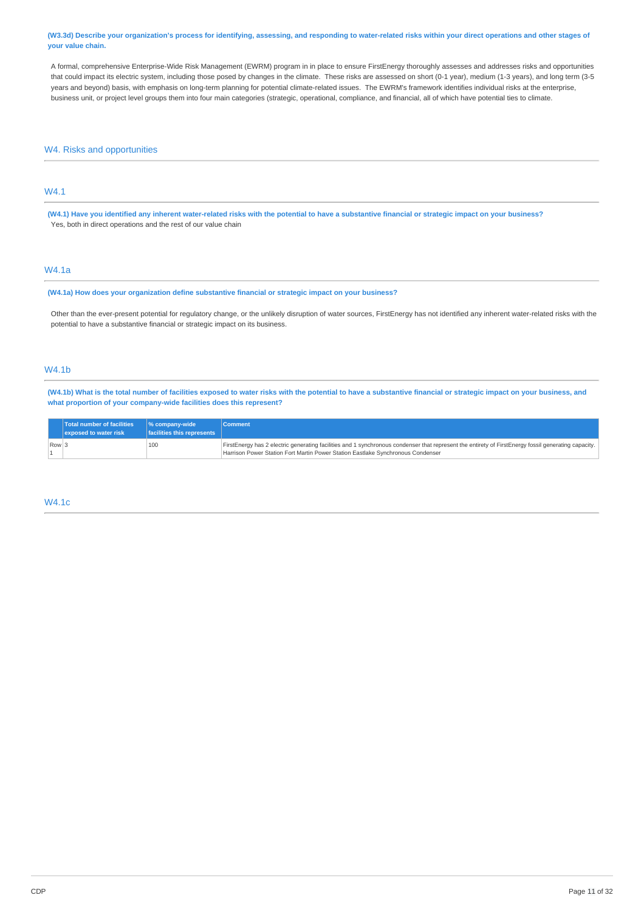**(W3.3d) Describe your organization's process for identifying, assessing, and responding to water-related risks within your direct operations and other stages of your value chain.**

A formal, comprehensive Enterprise-Wide Risk Management (EWRM) program in in place to ensure FirstEnergy thoroughly assesses and addresses risks and opportunities that could impact its electric system, including those posed by changes in the climate. These risks are assessed on short (0-1 year), medium (1-3 years), and long term (3-5 years and beyond) basis, with emphasis on long-term planning for potential climate-related issues. The EWRM's framework identifies individual risks at the enterprise, business unit, or project level groups them into four main categories (strategic, operational, compliance, and financial, all of which have potential ties to climate.

## W4. Risks and opportunities

### W4.1

**(W4.1) Have you identified any inherent water-related risks with the potential to have a substantive financial or strategic impact on your business?**

Yes, both in direct operations and the rest of our value chain

### W4.1a

**(W4.1a) How does your organization define substantive financial or strategic impact on your business?**

Other than the ever-present potential for regulatory change, or the unlikely disruption of water sources, FirstEnergy has not identified any inherent water-related risks with the potential to have a substantive financial or strategic impact on its business.

### W4.1b

**(W4.1b) What is the total number of facilities exposed to water risks with the potential to have a substantive financial or strategic impact on your business, and what proportion of your company-wide facilities does this represent?**

| | Total number of facilities exposed to water risk | % company-wide facilities this represents | Comment |
|---|---|---|---|
| Row 1 | 3 | 100 | FirstEnergy has 2 electric generating facilities and 1 synchronous condenser that represent the entirety of FirstEnergy fossil generating capacity. Harrison Power Station Fort Martin Power Station Eastlake Synchronous Condenser |

### W4.1c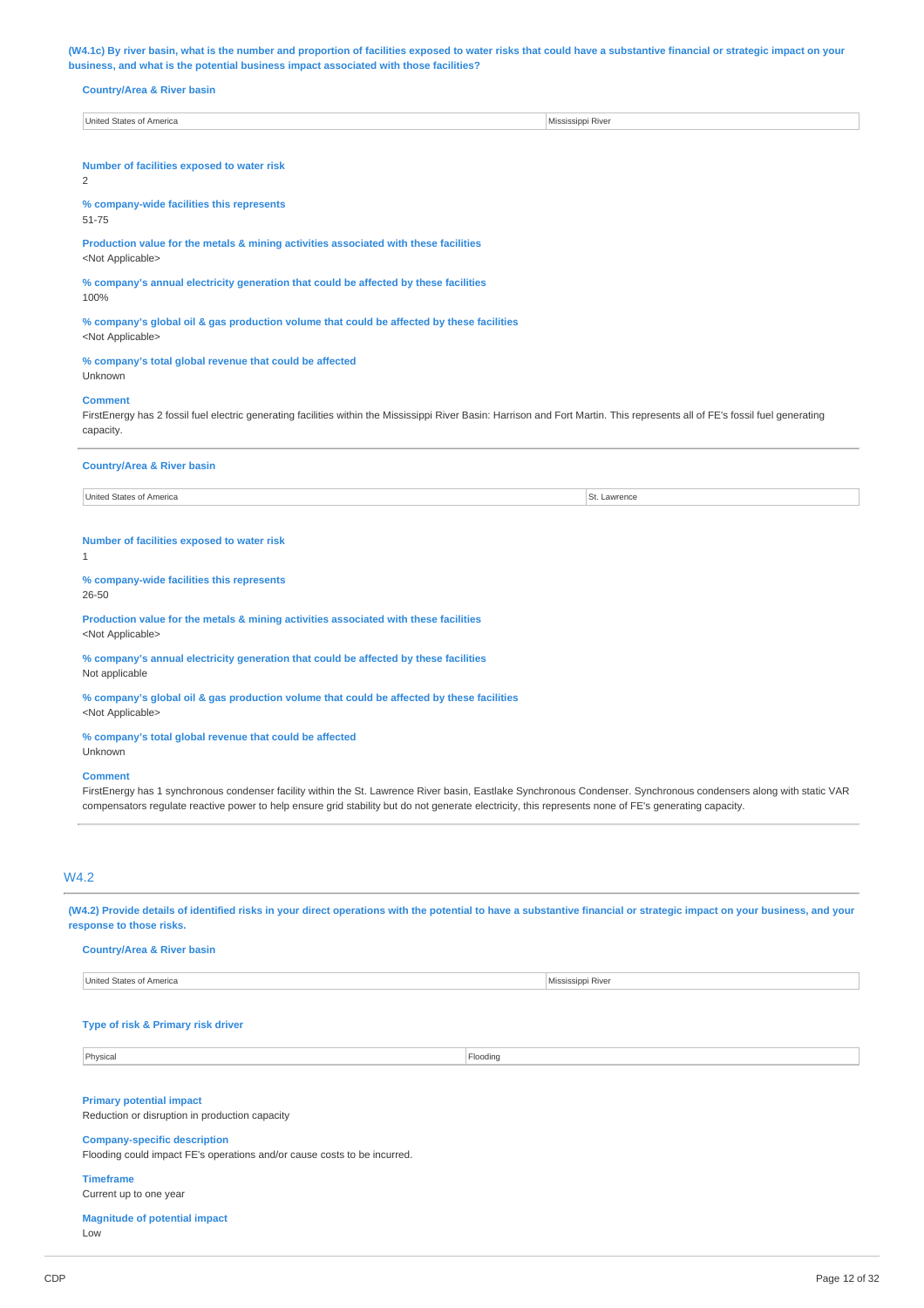**(W4.1c) By river basin, what is the number and proportion of facilities exposed to water risks that could have a substantive financial or strategic impact on your business, and what is the potential business impact associated with those facilities?**

**Country/Area & River basin**

| United States of America | Mississippi River |
|---|---|

**Number of facilities exposed to water risk**
2

**% company-wide facilities this represents**
51-75

**Production value for the metals & mining activities associated with these facilities**
<Not Applicable>

**% company's annual electricity generation that could be affected by these facilities**
100%

**% company's global oil & gas production volume that could be affected by these facilities**
<Not Applicable>

**% company's total global revenue that could be affected**
Unknown

**Comment**
FirstEnergy has 2 fossil fuel electric generating facilities within the Mississippi River Basin: Harrison and Fort Martin. This represents all of FE's fossil fuel generating capacity.

**Country/Area & River basin**

| United States of America | St. Lawrence |
|---|---|

**Number of facilities exposed to water risk**
1

**% company-wide facilities this represents**
26-50

**Production value for the metals & mining activities associated with these facilities**
<Not Applicable>

**% company's annual electricity generation that could be affected by these facilities**
Not applicable

**% company's global oil & gas production volume that could be affected by these facilities**
<Not Applicable>

**% company's total global revenue that could be affected**
Unknown

**Comment**
FirstEnergy has 1 synchronous condenser facility within the St. Lawrence River basin, Eastlake Synchronous Condenser. Synchronous condensers along with static VAR compensators regulate reactive power to help ensure grid stability but do not generate electricity, this represents none of FE's generating capacity.

## W4.2

**(W4.2) Provide details of identified risks in your direct operations with the potential to have a substantive financial or strategic impact on your business, and your response to those risks.**

**Country/Area & River basin**

| United States of America | Mississippi River |
|---|---|

**Type of risk & Primary risk driver**

| Physical | Flooding |
|---|---|

**Primary potential impact**
Reduction or disruption in production capacity

**Company-specific description**
Flooding could impact FE's operations and/or cause costs to be incurred.

**Timeframe**
Current up to one year

**Magnitude of potential impact**
Low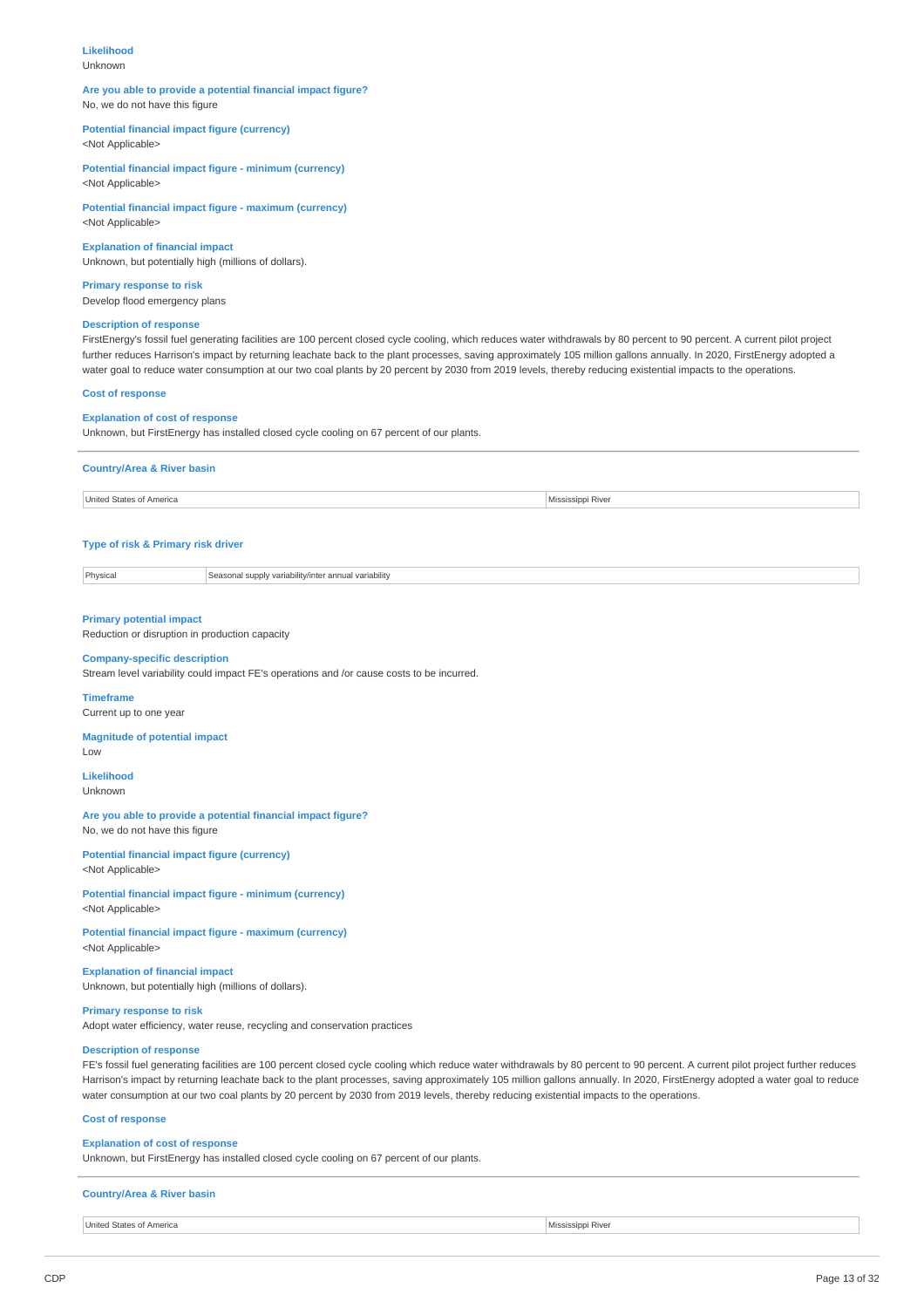**Likelihood**
Unknown

**Are you able to provide a potential financial impact figure?**
No, we do not have this figure

**Potential financial impact figure (currency)**
<Not Applicable>

**Potential financial impact figure - minimum (currency)**
<Not Applicable>

**Potential financial impact figure - maximum (currency)**
<Not Applicable>

**Explanation of financial impact**
Unknown, but potentially high (millions of dollars).

**Primary response to risk**
Develop flood emergency plans

**Description of response**
FirstEnergy's fossil fuel generating facilities are 100 percent closed cycle cooling, which reduces water withdrawals by 80 percent to 90 percent. A current pilot project further reduces Harrison's impact by returning leachate back to the plant processes, saving approximately 105 million gallons annually. In 2020, FirstEnergy adopted a water goal to reduce water consumption at our two coal plants by 20 percent by 2030 from 2019 levels, thereby reducing existential impacts to the operations.

**Cost of response**

**Explanation of cost of response**
Unknown, but FirstEnergy has installed closed cycle cooling on 67 percent of our plants.

---

**Country/Area & River basin**

| United States of America | Mississippi River |
|---|---|

**Type of risk & Primary risk driver**

| Physical | Seasonal supply variability/inter annual variability |
|---|---|

**Primary potential impact**
Reduction or disruption in production capacity

**Company-specific description**
Stream level variability could impact FE's operations and /or cause costs to be incurred.

**Timeframe**
Current up to one year

**Magnitude of potential impact**
Low

**Likelihood**
Unknown

**Are you able to provide a potential financial impact figure?**
No, we do not have this figure

**Potential financial impact figure (currency)**
<Not Applicable>

**Potential financial impact figure - minimum (currency)**
<Not Applicable>

**Potential financial impact figure - maximum (currency)**
<Not Applicable>

**Explanation of financial impact**
Unknown, but potentially high (millions of dollars).

**Primary response to risk**
Adopt water efficiency, water reuse, recycling and conservation practices

**Description of response**
FE's fossil fuel generating facilities are 100 percent closed cycle cooling which reduce water withdrawals by 80 percent to 90 percent. A current pilot project further reduces Harrison's impact by returning leachate back to the plant processes, saving approximately 105 million gallons annually. In 2020, FirstEnergy adopted a water goal to reduce water consumption at our two coal plants by 20 percent by 2030 from 2019 levels, thereby reducing existential impacts to the operations.

**Cost of response**

**Explanation of cost of response**
Unknown, but FirstEnergy has installed closed cycle cooling on 67 percent of our plants.

---

**Country/Area & River basin**

| United States of America | Mississippi River |
|---|---|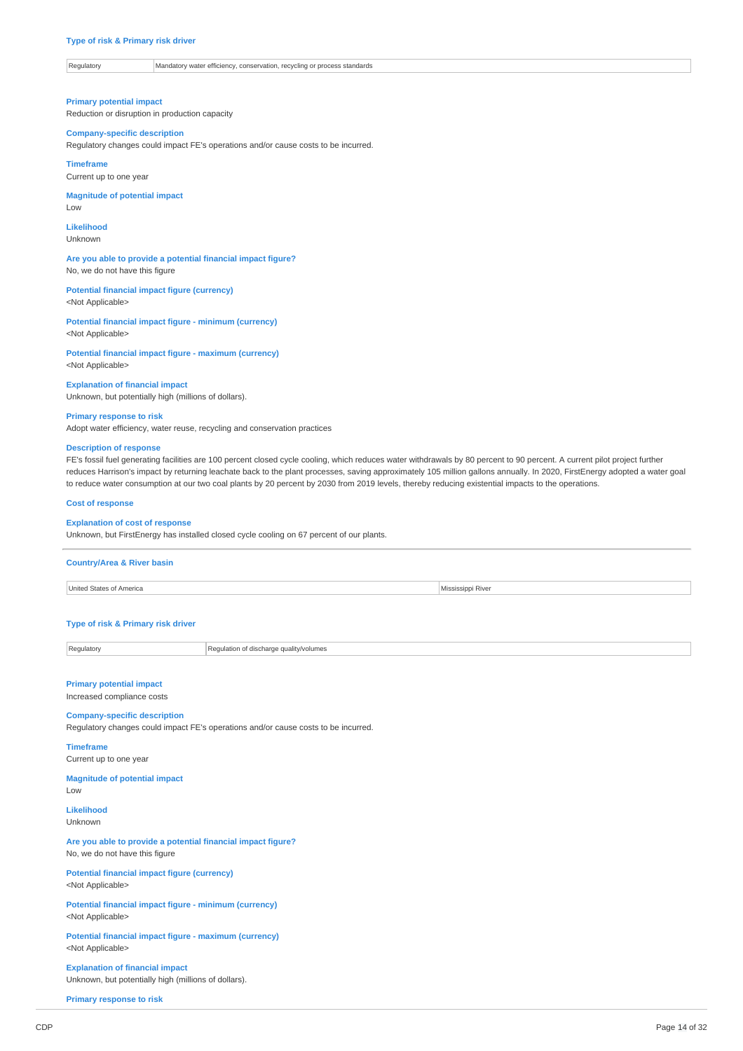**Type of risk & Primary risk driver**

| Regulatory | Mandatory water efficiency, conservation, recycling or process standards |
|---|---|

**Primary potential impact**
Reduction or disruption in production capacity

**Company-specific description**
Regulatory changes could impact FE's operations and/or cause costs to be incurred.

**Timeframe**
Current up to one year

**Magnitude of potential impact**
Low

**Likelihood**
Unknown

**Are you able to provide a potential financial impact figure?**
No, we do not have this figure

**Potential financial impact figure (currency)**
<Not Applicable>

**Potential financial impact figure - minimum (currency)**
<Not Applicable>

**Potential financial impact figure - maximum (currency)**
<Not Applicable>

**Explanation of financial impact**
Unknown, but potentially high (millions of dollars).

**Primary response to risk**
Adopt water efficiency, water reuse, recycling and conservation practices

**Description of response**
FE's fossil fuel generating facilities are 100 percent closed cycle cooling, which reduces water withdrawals by 80 percent to 90 percent. A current pilot project further reduces Harrison's impact by returning leachate back to the plant processes, saving approximately 105 million gallons annually. In 2020, FirstEnergy adopted a water goal to reduce water consumption at our two coal plants by 20 percent by 2030 from 2019 levels, thereby reducing existential impacts to the operations.

**Cost of response**

**Explanation of cost of response**
Unknown, but FirstEnergy has installed closed cycle cooling on 67 percent of our plants.

---

**Country/Area & River basin**

| United States of America | Mississippi River |
|---|---|

**Type of risk & Primary risk driver**

| Regulatory | Regulation of discharge quality/volumes |
|---|---|

**Primary potential impact**
Increased compliance costs

**Company-specific description**
Regulatory changes could impact FE's operations and/or cause costs to be incurred.

**Timeframe**
Current up to one year

**Magnitude of potential impact**
Low

**Likelihood**
Unknown

**Are you able to provide a potential financial impact figure?**
No, we do not have this figure

**Potential financial impact figure (currency)**
<Not Applicable>

**Potential financial impact figure - minimum (currency)**
<Not Applicable>

**Potential financial impact figure - maximum (currency)**
<Not Applicable>

**Explanation of financial impact**
Unknown, but potentially high (millions of dollars).

**Primary response to risk**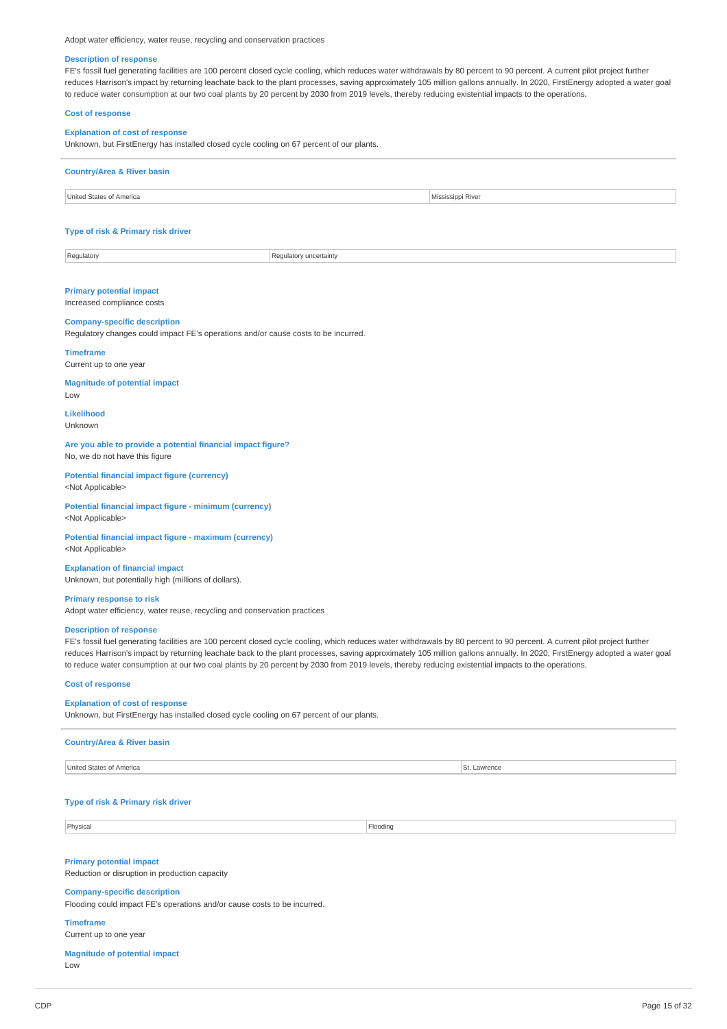Adopt water efficiency, water reuse, recycling and conservation practices

**Description of response**

FE's fossil fuel generating facilities are 100 percent closed cycle cooling, which reduces water withdrawals by 80 percent to 90 percent. A current pilot project further reduces Harrison's impact by returning leachate back to the plant processes, saving approximately 105 million gallons annually. In 2020, FirstEnergy adopted a water goal to reduce water consumption at our two coal plants by 20 percent by 2030 from 2019 levels, thereby reducing existential impacts to the operations.

**Cost of response**

**Explanation of cost of response**

Unknown, but FirstEnergy has installed closed cycle cooling on 67 percent of our plants.

---

**Country/Area & River basin**

| United States of America | Mississippi River |
|---|---|

**Type of risk & Primary risk driver**

| Regulatory | Regulatory uncertainty |
|---|---|

**Primary potential impact**

Increased compliance costs

**Company-specific description**

Regulatory changes could impact FE's operations and/or cause costs to be incurred.

**Timeframe**

Current up to one year

**Magnitude of potential impact**

Low

**Likelihood**

Unknown

**Are you able to provide a potential financial impact figure?**

No, we do not have this figure

**Potential financial impact figure (currency)**

<Not Applicable>

**Potential financial impact figure - minimum (currency)**

<Not Applicable>

**Potential financial impact figure - maximum (currency)**

<Not Applicable>

**Explanation of financial impact**

Unknown, but potentially high (millions of dollars).

**Primary response to risk**

Adopt water efficiency, water reuse, recycling and conservation practices

**Description of response**

FE's fossil fuel generating facilities are 100 percent closed cycle cooling, which reduces water withdrawals by 80 percent to 90 percent. A current pilot project further reduces Harrison's impact by returning leachate back to the plant processes, saving approximately 105 million gallons annually. In 2020, FirstEnergy adopted a water goal to reduce water consumption at our two coal plants by 20 percent by 2030 from 2019 levels, thereby reducing existential impacts to the operations.

**Cost of response**

**Explanation of cost of response**

Unknown, but FirstEnergy has installed closed cycle cooling on 67 percent of our plants.

---

**Country/Area & River basin**

| United States of America | St. Lawrence |
|---|---|

**Type of risk & Primary risk driver**

| Physical | Flooding |
|---|---|

**Primary potential impact**

Reduction or disruption in production capacity

**Company-specific description**

Flooding could impact FE's operations and/or cause costs to be incurred.

**Timeframe**

Current up to one year

**Magnitude of potential impact**

Low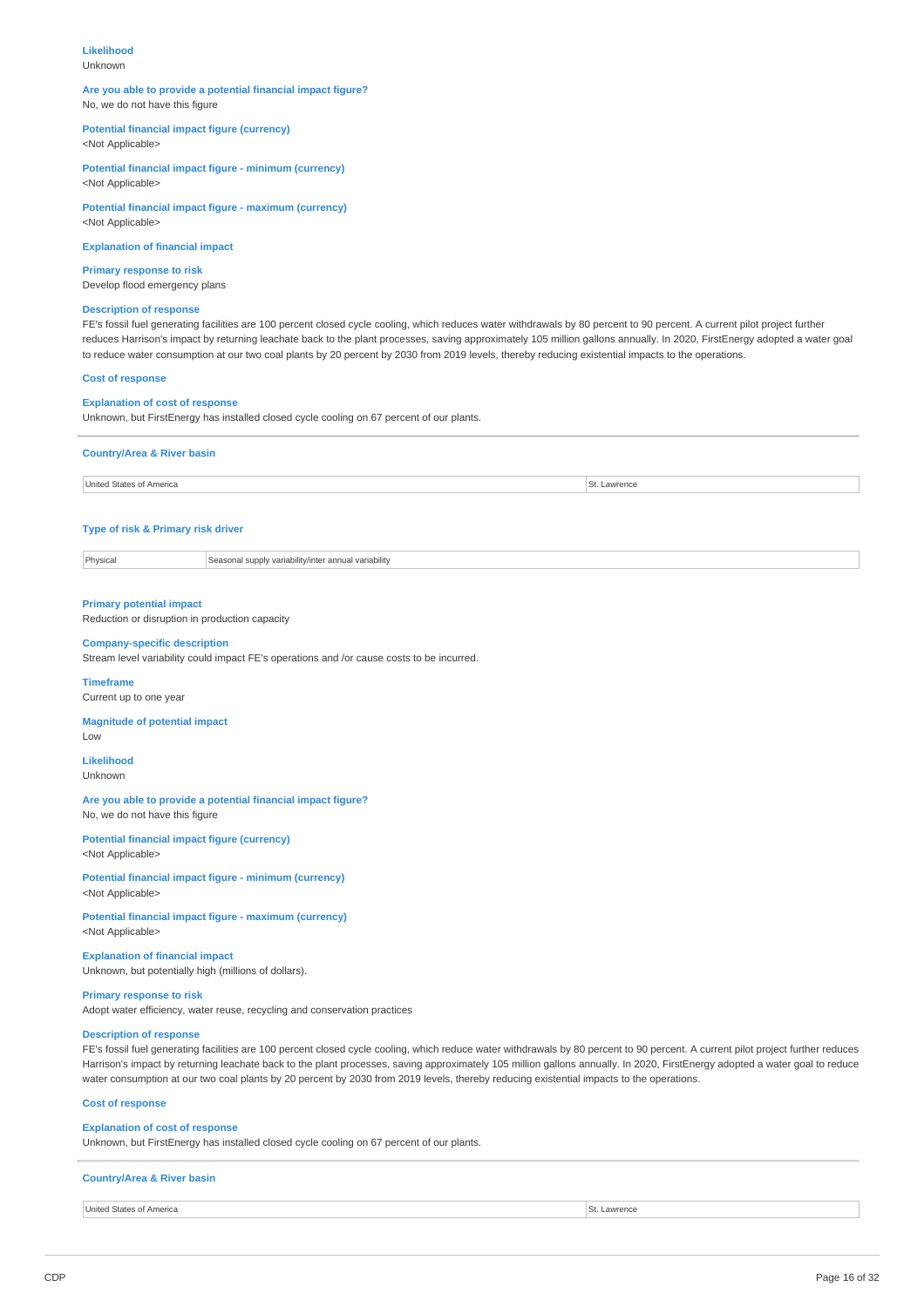**Likelihood**
Unknown

**Are you able to provide a potential financial impact figure?**
No, we do not have this figure

**Potential financial impact figure (currency)**
<Not Applicable>

**Potential financial impact figure - minimum (currency)**
<Not Applicable>

**Potential financial impact figure - maximum (currency)**
<Not Applicable>

**Explanation of financial impact**

**Primary response to risk**
Develop flood emergency plans

**Description of response**
FE's fossil fuel generating facilities are 100 percent closed cycle cooling, which reduces water withdrawals by 80 percent to 90 percent. A current pilot project further reduces Harrison's impact by returning leachate back to the plant processes, saving approximately 105 million gallons annually. In 2020, FirstEnergy adopted a water goal to reduce water consumption at our two coal plants by 20 percent by 2030 from 2019 levels, thereby reducing existential impacts to the operations.

**Cost of response**

**Explanation of cost of response**
Unknown, but FirstEnergy has installed closed cycle cooling on 67 percent of our plants.

---

**Country/Area & River basin**

| United States of America | St. Lawrence |
|---|---|

**Type of risk & Primary risk driver**

| Physical | Seasonal supply variability/inter annual variability |
|---|---|

**Primary potential impact**
Reduction or disruption in production capacity

**Company-specific description**
Stream level variability could impact FE's operations and /or cause costs to be incurred.

**Timeframe**
Current up to one year

**Magnitude of potential impact**
Low

**Likelihood**
Unknown

**Are you able to provide a potential financial impact figure?**
No, we do not have this figure

**Potential financial impact figure (currency)**
<Not Applicable>

**Potential financial impact figure - minimum (currency)**
<Not Applicable>

**Potential financial impact figure - maximum (currency)**
<Not Applicable>

**Explanation of financial impact**
Unknown, but potentially high (millions of dollars).

**Primary response to risk**
Adopt water efficiency, water reuse, recycling and conservation practices

**Description of response**
FE's fossil fuel generating facilities are 100 percent closed cycle cooling, which reduce water withdrawals by 80 percent to 90 percent. A current pilot project further reduces Harrison's impact by returning leachate back to the plant processes, saving approximately 105 million gallons annually. In 2020, FirstEnergy adopted a water goal to reduce water consumption at our two coal plants by 20 percent by 2030 from 2019 levels, thereby reducing existential impacts to the operations.

**Cost of response**

**Explanation of cost of response**
Unknown, but FirstEnergy has installed closed cycle cooling on 67 percent of our plants.

---

**Country/Area & River basin**

| United States of America | St. Lawrence |
|---|---|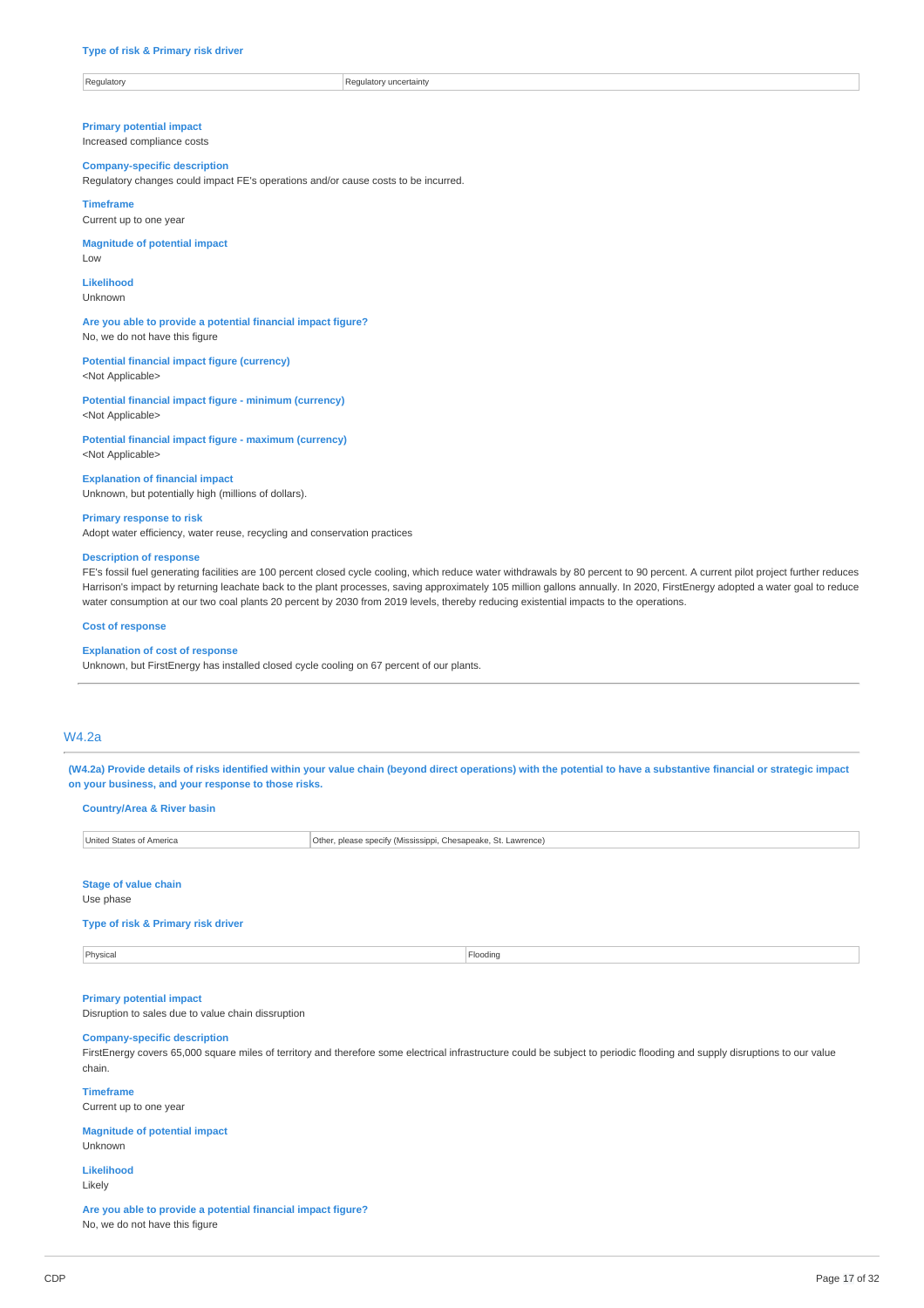**Type of risk & Primary risk driver**

| Regulatory | Regulatory uncertainty |
|---|---|

**Primary potential impact**
Increased compliance costs

**Company-specific description**
Regulatory changes could impact FE's operations and/or cause costs to be incurred.

**Timeframe**
Current up to one year

**Magnitude of potential impact**
Low

**Likelihood**
Unknown

**Are you able to provide a potential financial impact figure?**
No, we do not have this figure

**Potential financial impact figure (currency)**
<Not Applicable>

**Potential financial impact figure - minimum (currency)**
<Not Applicable>

**Potential financial impact figure - maximum (currency)**
<Not Applicable>

**Explanation of financial impact**
Unknown, but potentially high (millions of dollars).

**Primary response to risk**
Adopt water efficiency, water reuse, recycling and conservation practices

**Description of response**
FE's fossil fuel generating facilities are 100 percent closed cycle cooling, which reduce water withdrawals by 80 percent to 90 percent. A current pilot project further reduces Harrison's impact by returning leachate back to the plant processes, saving approximately 105 million gallons annually. In 2020, FirstEnergy adopted a water goal to reduce water consumption at our two coal plants 20 percent by 2030 from 2019 levels, thereby reducing existential impacts to the operations.

**Cost of response**

**Explanation of cost of response**
Unknown, but FirstEnergy has installed closed cycle cooling on 67 percent of our plants.

## W4.2a

**(W4.2a) Provide details of risks identified within your value chain (beyond direct operations) with the potential to have a substantive financial or strategic impact on your business, and your response to those risks.**

**Country/Area & River basin**

| United States of America | Other, please specify (Mississippi, Chesapeake, St. Lawrence) |
|---|---|

**Stage of value chain**
Use phase

**Type of risk & Primary risk driver**

| Physical | Flooding |
|---|---|

**Primary potential impact**
Disruption to sales due to value chain dissruption

**Company-specific description**
FirstEnergy covers 65,000 square miles of territory and therefore some electrical infrastructure could be subject to periodic flooding and supply disruptions to our value chain.

**Timeframe**
Current up to one year

**Magnitude of potential impact**
Unknown

**Likelihood**
Likely

**Are you able to provide a potential financial impact figure?**
No, we do not have this figure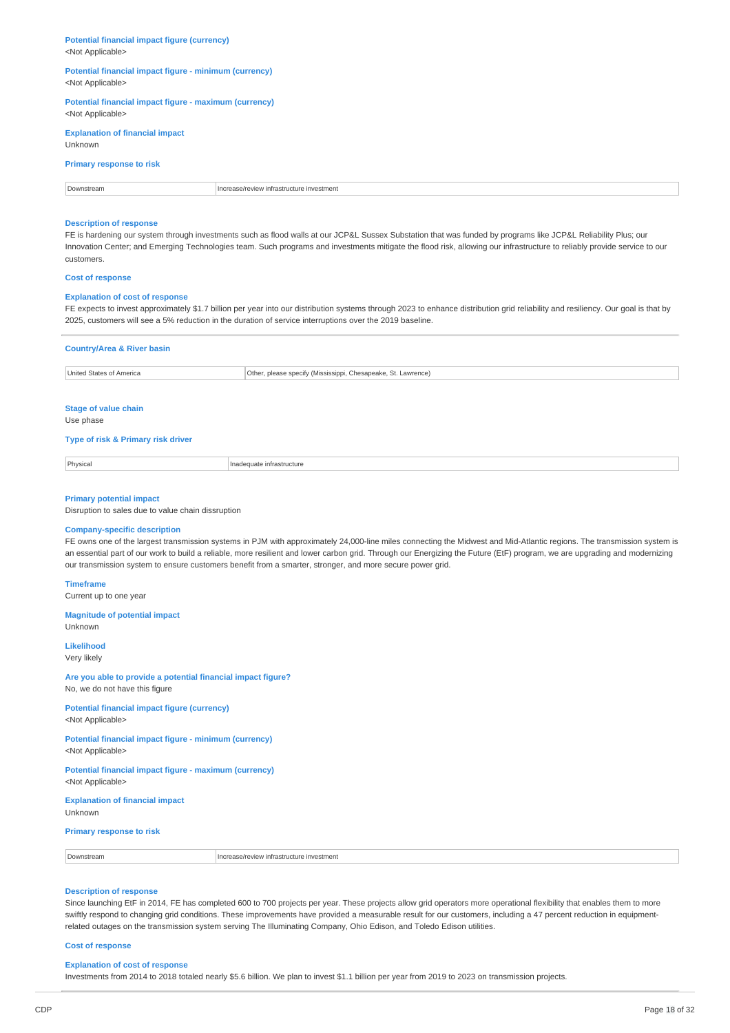**Potential financial impact figure (currency)**
<Not Applicable>

**Potential financial impact figure - minimum (currency)**
<Not Applicable>

**Potential financial impact figure - maximum (currency)**
<Not Applicable>

**Explanation of financial impact**
Unknown

**Primary response to risk**

| Downstream | Increase/review infrastructure investment |
|---|---|

**Description of response**
FE is hardening our system through investments such as flood walls at our JCP&L Sussex Substation that was funded by programs like JCP&L Reliability Plus; our Innovation Center; and Emerging Technologies team. Such programs and investments mitigate the flood risk, allowing our infrastructure to reliably provide service to our customers.

**Cost of response**

**Explanation of cost of response**
FE expects to invest approximately $1.7 billion per year into our distribution systems through 2023 to enhance distribution grid reliability and resiliency. Our goal is that by 2025, customers will see a 5% reduction in the duration of service interruptions over the 2019 baseline.

---

**Country/Area & River basin**

| United States of America | Other, please specify (Mississippi, Chesapeake, St. Lawrence) |
|---|---|

**Stage of value chain**
Use phase

**Type of risk & Primary risk driver**

| Physical | Inadequate infrastructure |
|---|---|

**Primary potential impact**
Disruption to sales due to value chain dissruption

**Company-specific description**
FE owns one of the largest transmission systems in PJM with approximately 24,000-line miles connecting the Midwest and Mid-Atlantic regions. The transmission system is an essential part of our work to build a reliable, more resilient and lower carbon grid. Through our Energizing the Future (EtF) program, we are upgrading and modernizing our transmission system to ensure customers benefit from a smarter, stronger, and more secure power grid.

**Timeframe**
Current up to one year

**Magnitude of potential impact**
Unknown

**Likelihood**
Very likely

**Are you able to provide a potential financial impact figure?**
No, we do not have this figure

**Potential financial impact figure (currency)**
<Not Applicable>

**Potential financial impact figure - minimum (currency)**
<Not Applicable>

**Potential financial impact figure - maximum (currency)**
<Not Applicable>

**Explanation of financial impact**
Unknown

**Primary response to risk**

| Downstream | Increase/review infrastructure investment |
|---|---|

**Description of response**
Since launching EtF in 2014, FE has completed 600 to 700 projects per year. These projects allow grid operators more operational flexibility that enables them to more swiftly respond to changing grid conditions. These improvements have provided a measurable result for our customers, including a 47 percent reduction in equipment-related outages on the transmission system serving The Illuminating Company, Ohio Edison, and Toledo Edison utilities.

**Cost of response**

**Explanation of cost of response**
Investments from 2014 to 2018 totaled nearly $5.6 billion. We plan to invest $1.1 billion per year from 2019 to 2023 on transmission projects.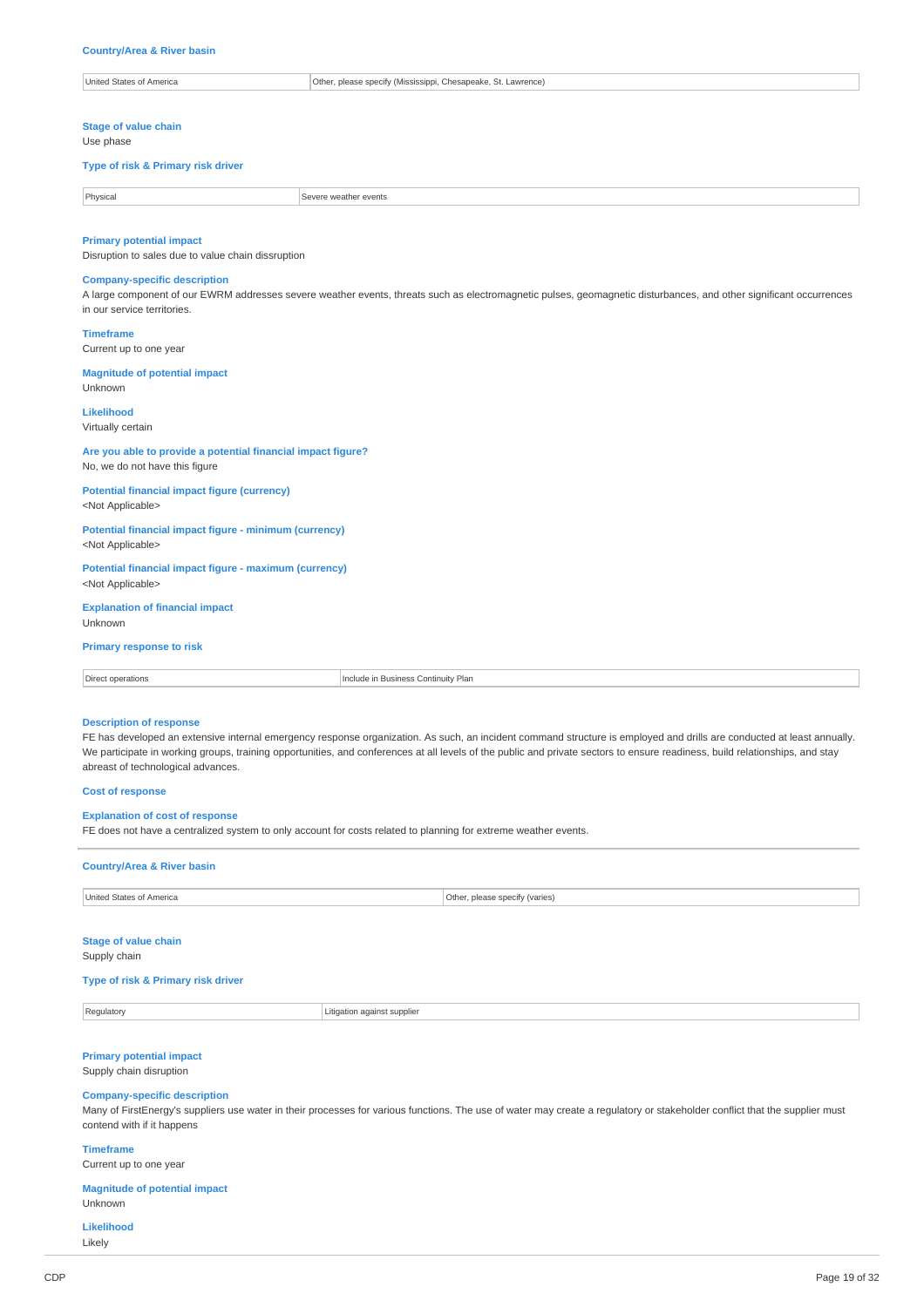**Country/Area & River basin**

| United States of America | Other, please specify (Mississippi, Chesapeake, St. Lawrence) |
|---|---|

**Stage of value chain**

Use phase

**Type of risk & Primary risk driver**

| Physical | Severe weather events |
|---|---|

**Primary potential impact**

Disruption to sales due to value chain dissruption

**Company-specific description**

A large component of our EWRM addresses severe weather events, threats such as electromagnetic pulses, geomagnetic disturbances, and other significant occurrences in our service territories.

**Timeframe**

Current up to one year

**Magnitude of potential impact**

Unknown

**Likelihood**

Virtually certain

**Are you able to provide a potential financial impact figure?**

No, we do not have this figure

**Potential financial impact figure (currency)**

<Not Applicable>

**Potential financial impact figure - minimum (currency)**

<Not Applicable>

**Potential financial impact figure - maximum (currency)**

<Not Applicable>

**Explanation of financial impact**

Unknown

**Primary response to risk**

| Direct operations | Include in Business Continuity Plan |
|---|---|

**Description of response**

FE has developed an extensive internal emergency response organization. As such, an incident command structure is employed and drills are conducted at least annually. We participate in working groups, training opportunities, and conferences at all levels of the public and private sectors to ensure readiness, build relationships, and stay abreast of technological advances.

**Cost of response**

**Explanation of cost of response**

FE does not have a centralized system to only account for costs related to planning for extreme weather events.

---

**Country/Area & River basin**

| United States of America | Other, please specify (varies) |
|---|---|

**Stage of value chain**

Supply chain

**Type of risk & Primary risk driver**

| Regulatory | Litigation against supplier |
|---|---|

**Primary potential impact**

Supply chain disruption

**Company-specific description**

Many of FirstEnergy's suppliers use water in their processes for various functions. The use of water may create a regulatory or stakeholder conflict that the supplier must contend with if it happens

**Timeframe**

Current up to one year

**Magnitude of potential impact**

Unknown

**Likelihood**

Likely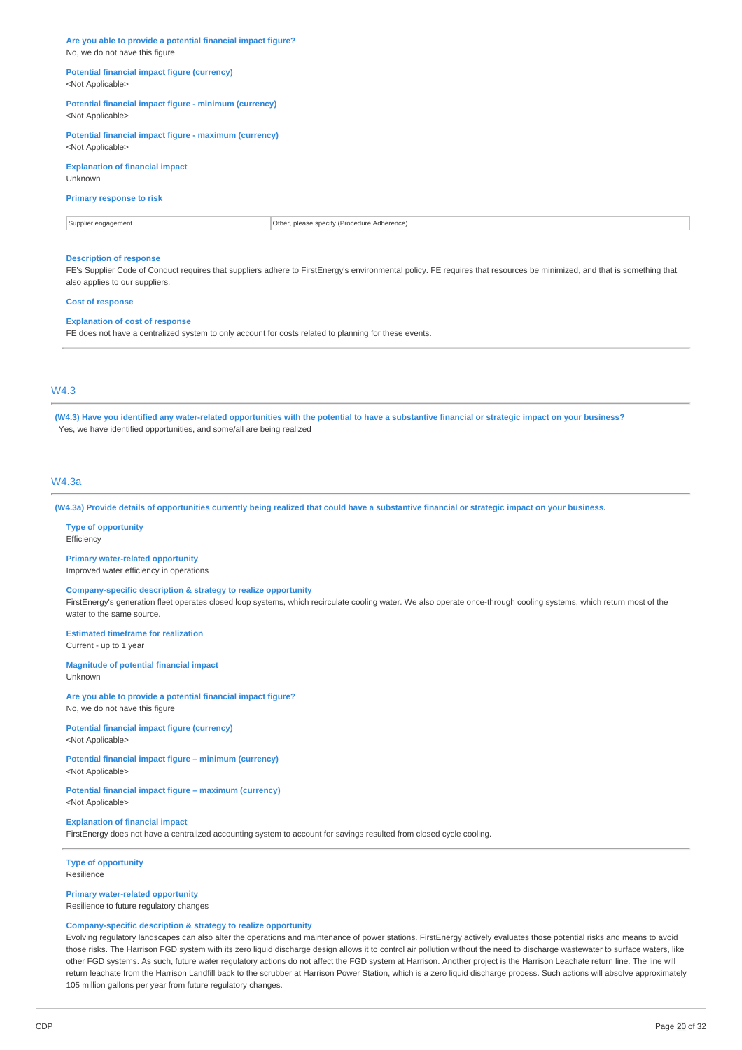**Are you able to provide a potential financial impact figure?**
No, we do not have this figure

**Potential financial impact figure (currency)**
<Not Applicable>

**Potential financial impact figure - minimum (currency)**
<Not Applicable>

**Potential financial impact figure - maximum (currency)**
<Not Applicable>

**Explanation of financial impact**
Unknown

**Primary response to risk**

| Supplier engagement | Other, please specify (Procedure Adherence) |
|---|---|

**Description of response**
FE's Supplier Code of Conduct requires that suppliers adhere to FirstEnergy's environmental policy. FE requires that resources be minimized, and that is something that also applies to our suppliers.

**Cost of response**

**Explanation of cost of response**
FE does not have a centralized system to only account for costs related to planning for these events.

## W4.3

**(W4.3) Have you identified any water-related opportunities with the potential to have a substantive financial or strategic impact on your business?**
Yes, we have identified opportunities, and some/all are being realized

## W4.3a

**(W4.3a) Provide details of opportunities currently being realized that could have a substantive financial or strategic impact on your business.**

**Type of opportunity**
Efficiency

**Primary water-related opportunity**
Improved water efficiency in operations

**Company-specific description & strategy to realize opportunity**
FirstEnergy's generation fleet operates closed loop systems, which recirculate cooling water. We also operate once-through cooling systems, which return most of the water to the same source.

**Estimated timeframe for realization**
Current - up to 1 year

**Magnitude of potential financial impact**
Unknown

**Are you able to provide a potential financial impact figure?**
No, we do not have this figure

**Potential financial impact figure (currency)**
<Not Applicable>

**Potential financial impact figure – minimum (currency)**
<Not Applicable>

**Potential financial impact figure – maximum (currency)**
<Not Applicable>

**Explanation of financial impact**
FirstEnergy does not have a centralized accounting system to account for savings resulted from closed cycle cooling.

---

**Type of opportunity**
Resilience

**Primary water-related opportunity**
Resilience to future regulatory changes

**Company-specific description & strategy to realize opportunity**
Evolving regulatory landscapes can also alter the operations and maintenance of power stations. FirstEnergy actively evaluates those potential risks and means to avoid those risks. The Harrison FGD system with its zero liquid discharge design allows it to control air pollution without the need to discharge wastewater to surface waters, like other FGD systems. As such, future water regulatory actions do not affect the FGD system at Harrison. Another project is the Harrison Leachate return line. The line will return leachate from the Harrison Landfill back to the scrubber at Harrison Power Station, which is a zero liquid discharge process. Such actions will absolve approximately 105 million gallons per year from future regulatory changes.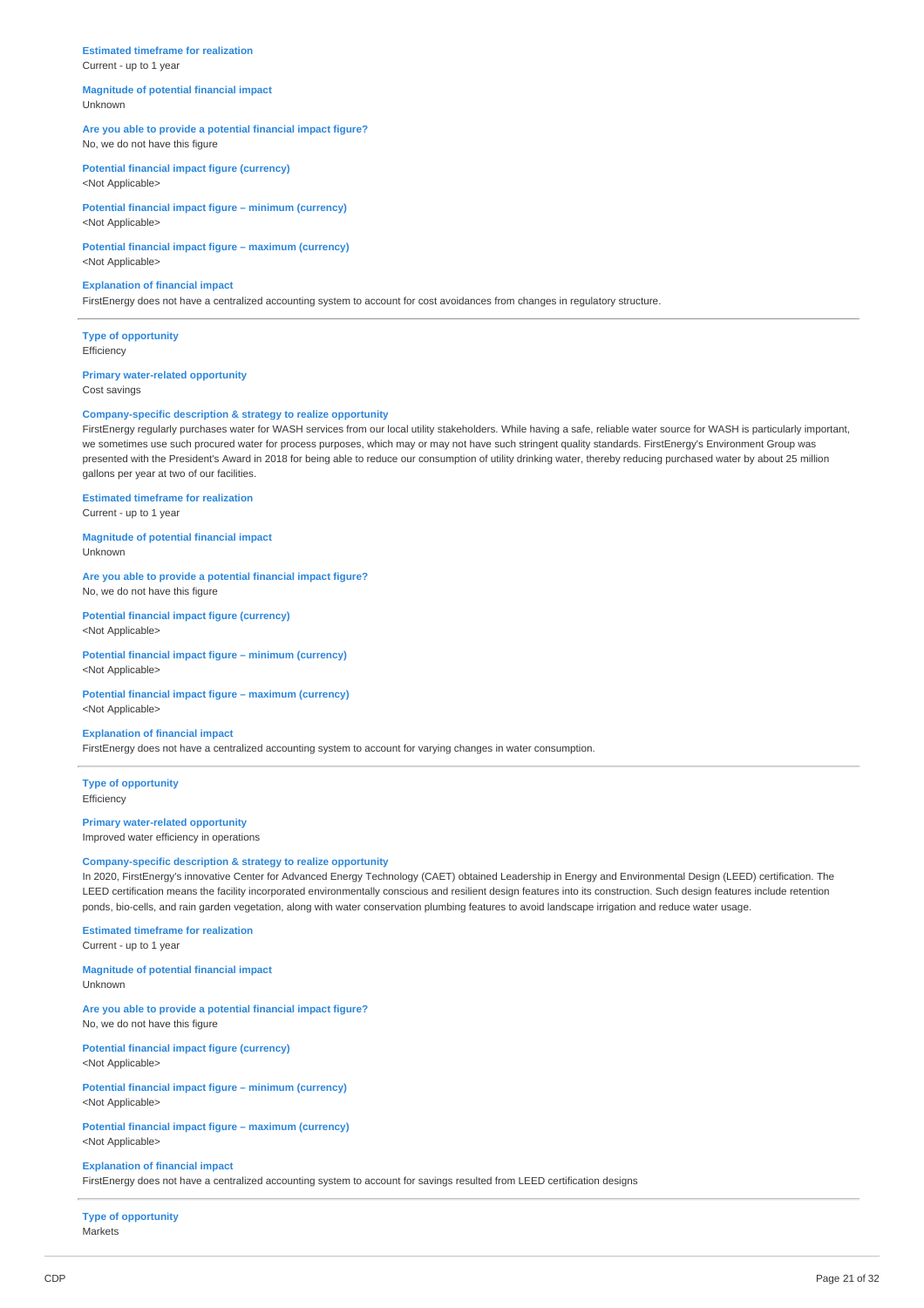**Estimated timeframe for realization**
Current - up to 1 year

**Magnitude of potential financial impact**
Unknown

**Are you able to provide a potential financial impact figure?**
No, we do not have this figure

**Potential financial impact figure (currency)**
<Not Applicable>

**Potential financial impact figure – minimum (currency)**
<Not Applicable>

**Potential financial impact figure – maximum (currency)**
<Not Applicable>

**Explanation of financial impact**
FirstEnergy does not have a centralized accounting system to account for cost avoidances from changes in regulatory structure.

---

**Type of opportunity**
Efficiency

**Primary water-related opportunity**
Cost savings

**Company-specific description & strategy to realize opportunity**
FirstEnergy regularly purchases water for WASH services from our local utility stakeholders. While having a safe, reliable water source for WASH is particularly important, we sometimes use such procured water for process purposes, which may or may not have such stringent quality standards. FirstEnergy's Environment Group was presented with the President's Award in 2018 for being able to reduce our consumption of utility drinking water, thereby reducing purchased water by about 25 million gallons per year at two of our facilities.

**Estimated timeframe for realization**
Current - up to 1 year

**Magnitude of potential financial impact**
Unknown

**Are you able to provide a potential financial impact figure?**
No, we do not have this figure

**Potential financial impact figure (currency)**
<Not Applicable>

**Potential financial impact figure – minimum (currency)**
<Not Applicable>

**Potential financial impact figure – maximum (currency)**
<Not Applicable>

**Explanation of financial impact**
FirstEnergy does not have a centralized accounting system to account for varying changes in water consumption.

---

**Type of opportunity**
Efficiency

**Primary water-related opportunity**
Improved water efficiency in operations

**Company-specific description & strategy to realize opportunity**
In 2020, FirstEnergy's innovative Center for Advanced Energy Technology (CAET) obtained Leadership in Energy and Environmental Design (LEED) certification. The LEED certification means the facility incorporated environmentally conscious and resilient design features into its construction. Such design features include retention ponds, bio-cells, and rain garden vegetation, along with water conservation plumbing features to avoid landscape irrigation and reduce water usage.

**Estimated timeframe for realization**
Current - up to 1 year

**Magnitude of potential financial impact**
Unknown

**Are you able to provide a potential financial impact figure?**
No, we do not have this figure

**Potential financial impact figure (currency)**
<Not Applicable>

**Potential financial impact figure – minimum (currency)**
<Not Applicable>

**Potential financial impact figure – maximum (currency)**
<Not Applicable>

**Explanation of financial impact**
FirstEnergy does not have a centralized accounting system to account for savings resulted from LEED certification designs

---

**Type of opportunity**
Markets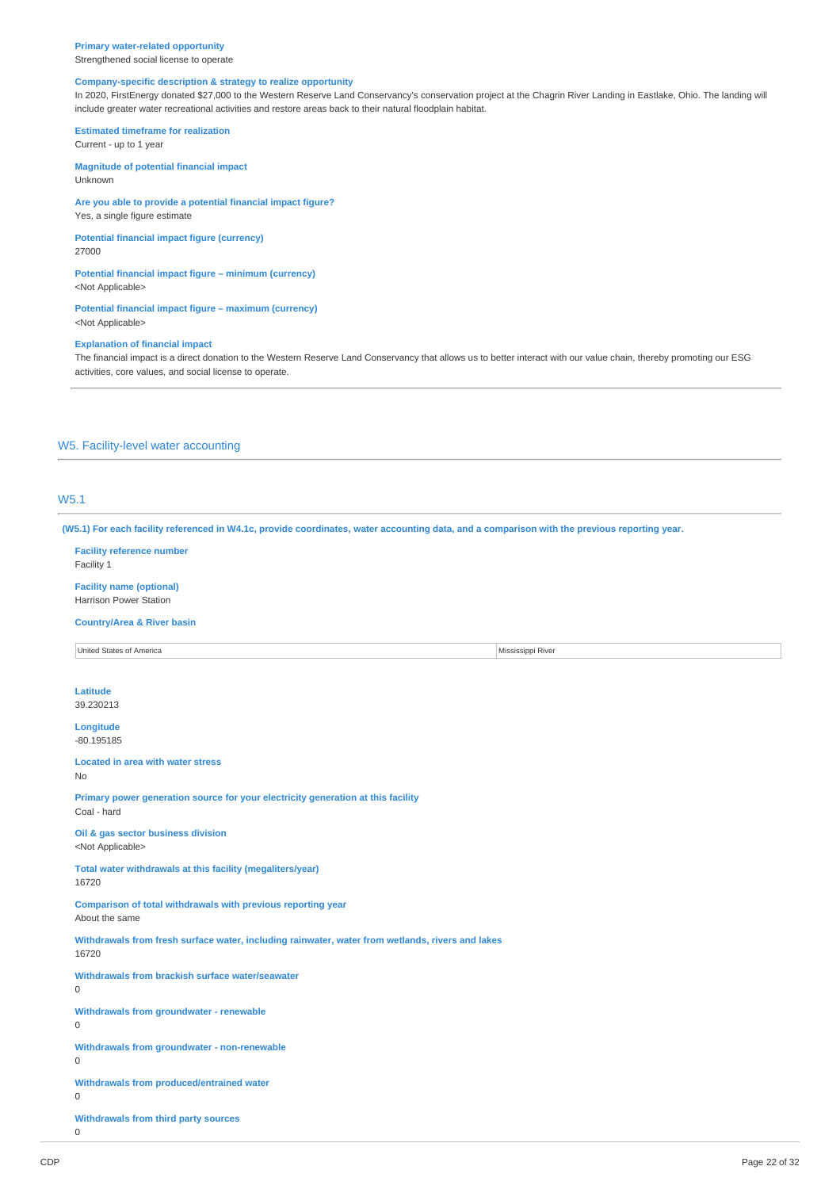**Primary water-related opportunity**
Strengthened social license to operate

**Company-specific description & strategy to realize opportunity**
In 2020, FirstEnergy donated $27,000 to the Western Reserve Land Conservancy's conservation project at the Chagrin River Landing in Eastlake, Ohio. The landing will include greater water recreational activities and restore areas back to their natural floodplain habitat.

**Estimated timeframe for realization**
Current - up to 1 year

**Magnitude of potential financial impact**
Unknown

**Are you able to provide a potential financial impact figure?**
Yes, a single figure estimate

**Potential financial impact figure (currency)**
27000

**Potential financial impact figure – minimum (currency)**
<Not Applicable>

**Potential financial impact figure – maximum (currency)**
<Not Applicable>

**Explanation of financial impact**
The financial impact is a direct donation to the Western Reserve Land Conservancy that allows us to better interact with our value chain, thereby promoting our ESG activities, core values, and social license to operate.

## W5. Facility-level water accounting

### W5.1

**(W5.1) For each facility referenced in W4.1c, provide coordinates, water accounting data, and a comparison with the previous reporting year.**

**Facility reference number**
Facility 1

**Facility name (optional)**
Harrison Power Station

**Country/Area & River basin**

| | |
|---|---|
| United States of America | Mississippi River |

**Latitude**
39.230213

**Longitude**
-80.195185

**Located in area with water stress**
No

**Primary power generation source for your electricity generation at this facility**
Coal - hard

**Oil & gas sector business division**
<Not Applicable>

**Total water withdrawals at this facility (megaliters/year)**
16720

**Comparison of total withdrawals with previous reporting year**
About the same

**Withdrawals from fresh surface water, including rainwater, water from wetlands, rivers and lakes**
16720

**Withdrawals from brackish surface water/seawater**
0

**Withdrawals from groundwater - renewable**
0

**Withdrawals from groundwater - non-renewable**
0

**Withdrawals from produced/entrained water**
0

**Withdrawals from third party sources**
0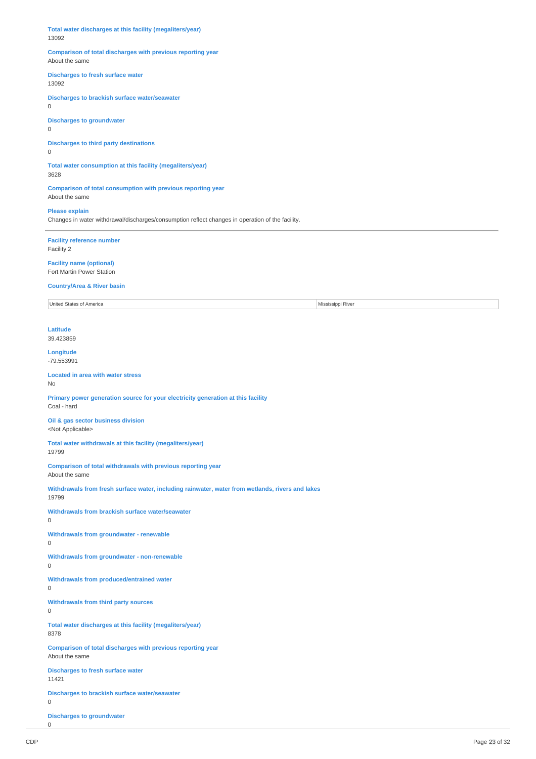**Total water discharges at this facility (megaliters/year)**
13092

**Comparison of total discharges with previous reporting year**
About the same

**Discharges to fresh surface water**
13092

**Discharges to brackish surface water/seawater**
0

**Discharges to groundwater**
0

**Discharges to third party destinations**
0

**Total water consumption at this facility (megaliters/year)**
3628

**Comparison of total consumption with previous reporting year**
About the same

**Please explain**
Changes in water withdrawal/discharges/consumption reflect changes in operation of the facility.

---

**Facility reference number**
Facility 2

**Facility name (optional)**
Fort Martin Power Station

**Country/Area & River basin**

| United States of America | Mississippi River |
|---|---|

**Latitude**
39.423859

**Longitude**
-79.553991

**Located in area with water stress**
No

**Primary power generation source for your electricity generation at this facility**
Coal - hard

**Oil & gas sector business division**
<Not Applicable>

**Total water withdrawals at this facility (megaliters/year)**
19799

**Comparison of total withdrawals with previous reporting year**
About the same

**Withdrawals from fresh surface water, including rainwater, water from wetlands, rivers and lakes**
19799

**Withdrawals from brackish surface water/seawater**
0

**Withdrawals from groundwater - renewable**
0

**Withdrawals from groundwater - non-renewable**
0

**Withdrawals from produced/entrained water**
0

**Withdrawals from third party sources**
0

**Total water discharges at this facility (megaliters/year)**
8378

**Comparison of total discharges with previous reporting year**
About the same

**Discharges to fresh surface water**
11421

**Discharges to brackish surface water/seawater**
0

**Discharges to groundwater**
0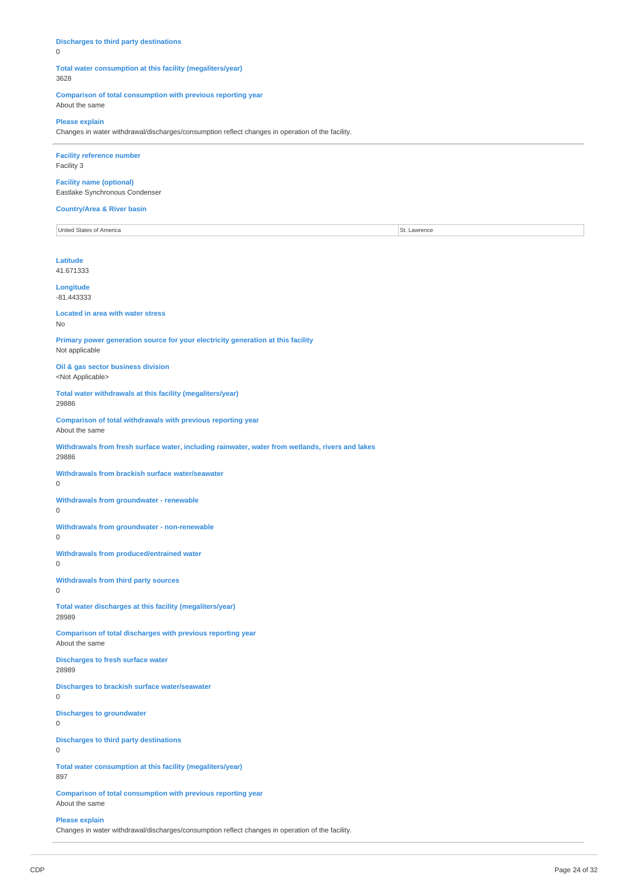**Discharges to third party destinations**
0

**Total water consumption at this facility (megaliters/year)**
3628

**Comparison of total consumption with previous reporting year**
About the same

**Please explain**
Changes in water withdrawal/discharges/consumption reflect changes in operation of the facility.

---

**Facility reference number**
Facility 3

**Facility name (optional)**
Eastlake Synchronous Condenser

**Country/Area & River basin**

| United States of America | St. Lawrence |
|---|---|

**Latitude**
41.671333

**Longitude**
-81.443333

**Located in area with water stress**
No

**Primary power generation source for your electricity generation at this facility**
Not applicable

**Oil & gas sector business division**
<Not Applicable>

**Total water withdrawals at this facility (megaliters/year)**
29886

**Comparison of total withdrawals with previous reporting year**
About the same

**Withdrawals from fresh surface water, including rainwater, water from wetlands, rivers and lakes**
29886

**Withdrawals from brackish surface water/seawater**
0

**Withdrawals from groundwater - renewable**
0

**Withdrawals from groundwater - non-renewable**
0

**Withdrawals from produced/entrained water**
0

**Withdrawals from third party sources**
0

**Total water discharges at this facility (megaliters/year)**
28989

**Comparison of total discharges with previous reporting year**
About the same

**Discharges to fresh surface water**
28989

**Discharges to brackish surface water/seawater**
0

**Discharges to groundwater**
0

**Discharges to third party destinations**
0

**Total water consumption at this facility (megaliters/year)**
897

**Comparison of total consumption with previous reporting year**
About the same

**Please explain**
Changes in water withdrawal/discharges/consumption reflect changes in operation of the facility.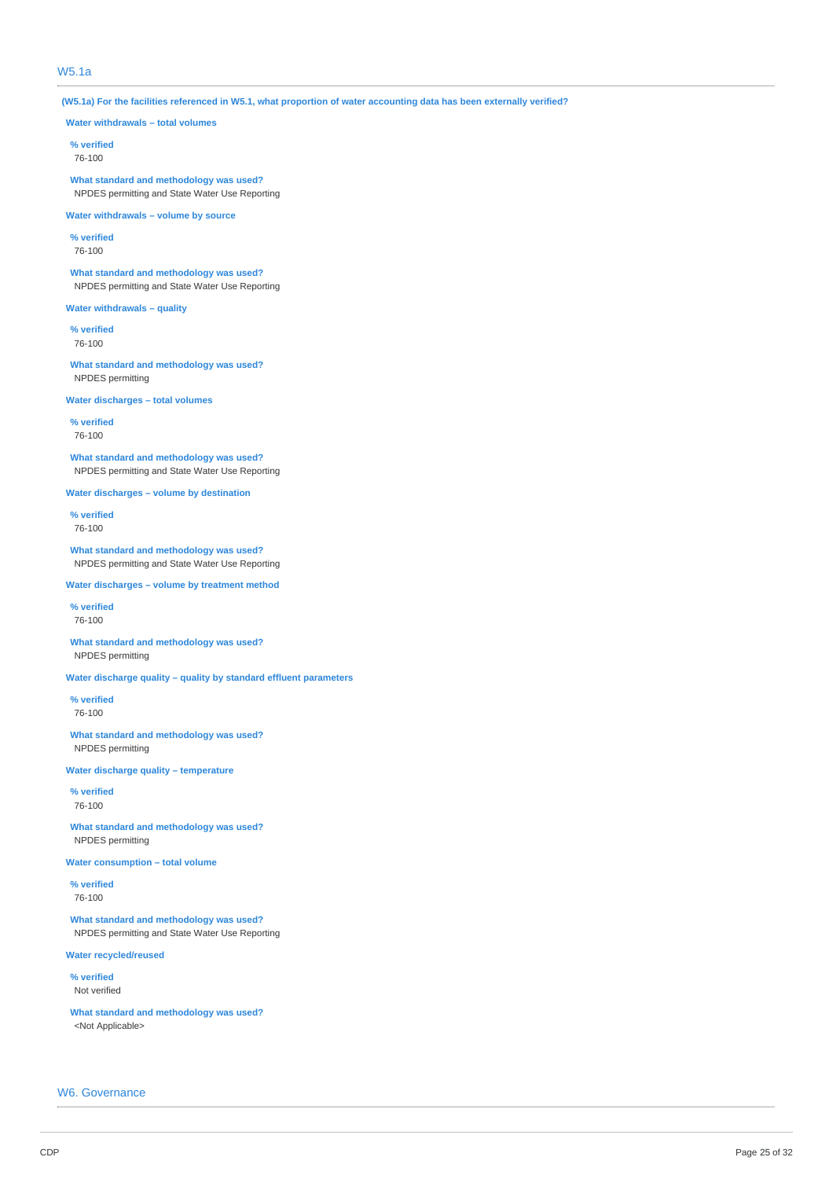## W5.1a

**(W5.1a) For the facilities referenced in W5.1, what proportion of water accounting data has been externally verified?**

**Water withdrawals – total volumes**

**% verified**
76-100

**What standard and methodology was used?**
NPDES permitting and State Water Use Reporting

**Water withdrawals – volume by source**

**% verified**
76-100

**What standard and methodology was used?**
NPDES permitting and State Water Use Reporting

**Water withdrawals – quality**

**% verified**
76-100

**What standard and methodology was used?**
NPDES permitting

**Water discharges – total volumes**

**% verified**
76-100

**What standard and methodology was used?**
NPDES permitting and State Water Use Reporting

**Water discharges – volume by destination**

**% verified**
76-100

**What standard and methodology was used?**
NPDES permitting and State Water Use Reporting

**Water discharges – volume by treatment method**

**% verified**
76-100

**What standard and methodology was used?**
NPDES permitting

**Water discharge quality – quality by standard effluent parameters**

**% verified**
76-100

**What standard and methodology was used?**
NPDES permitting

**Water discharge quality – temperature**

**% verified**
76-100

**What standard and methodology was used?**
NPDES permitting

**Water consumption – total volume**

**% verified**
76-100

**What standard and methodology was used?**
NPDES permitting and State Water Use Reporting

**Water recycled/reused**

**% verified**
Not verified

**What standard and methodology was used?**
<Not Applicable>

## W6. Governance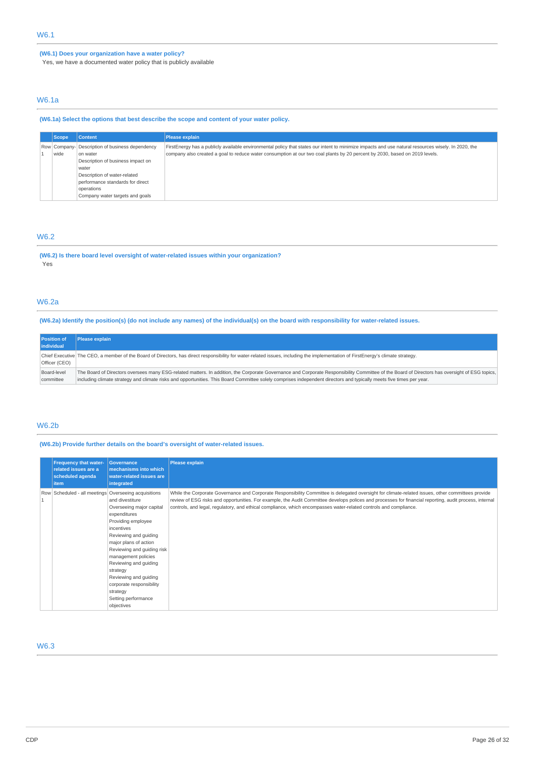## W6.1

**(W6.1) Does your organization have a water policy?**

Yes, we have a documented water policy that is publicly available

## W6.1a

**(W6.1a) Select the options that best describe the scope and content of your water policy.**

| | Scope | Content | Please explain |
|---|---|---|---|
| Row 1 | Company-wide | Description of business dependency on water<br>Description of business impact on water<br>Description of water-related performance standards for direct operations<br>Company water targets and goals | FirstEnergy has a publicly available environmental policy that states our intent to minimize impacts and use natural resources wisely. In 2020, the company also created a goal to reduce water consumption at our two coal plants by 20 percent by 2030, based on 2019 levels. |

## W6.2

**(W6.2) Is there board level oversight of water-related issues within your organization?**

Yes

## W6.2a

**(W6.2a) Identify the position(s) (do not include any names) of the individual(s) on the board with responsibility for water-related issues.**

| Position of individual | Please explain |
|---|---|
| Chief Executive Officer (CEO) | The CEO, a member of the Board of Directors, has direct responsibility for water-related issues, including the implementation of FirstEnergy's climate strategy. |
| Board-level committee | The Board of Directors oversees many ESG-related matters. In addition, the Corporate Governance and Corporate Responsibility Committee of the Board of Directors has oversight of ESG topics, including climate strategy and climate risks and opportunities. This Board Committee solely comprises independent directors and typically meets five times per year. |

## W6.2b

**(W6.2b) Provide further details on the board's oversight of water-related issues.**

| | Frequency that water-related issues are a scheduled agenda item | Governance mechanisms into which water-related issues are integrated | Please explain |
|---|---|---|---|
| Row 1 | Scheduled - all meetings | Overseeing acquisitions and divestiture<br>Overseeing major capital expenditures<br>Providing employee incentives<br>Reviewing and guiding major plans of action<br>Reviewing and guiding risk management policies<br>Reviewing and guiding strategy<br>Reviewing and guiding corporate responsibility strategy<br>Setting performance objectives | While the Corporate Governance and Corporate Responsibility Committee is delegated oversight for climate-related issues, other committees provide review of ESG risks and opportunities. For example, the Audit Committee develops polices and processes for financial reporting, audit process, internal controls, and legal, regulatory, and ethical compliance, which encompasses water-related controls and compliance. |

## W6.3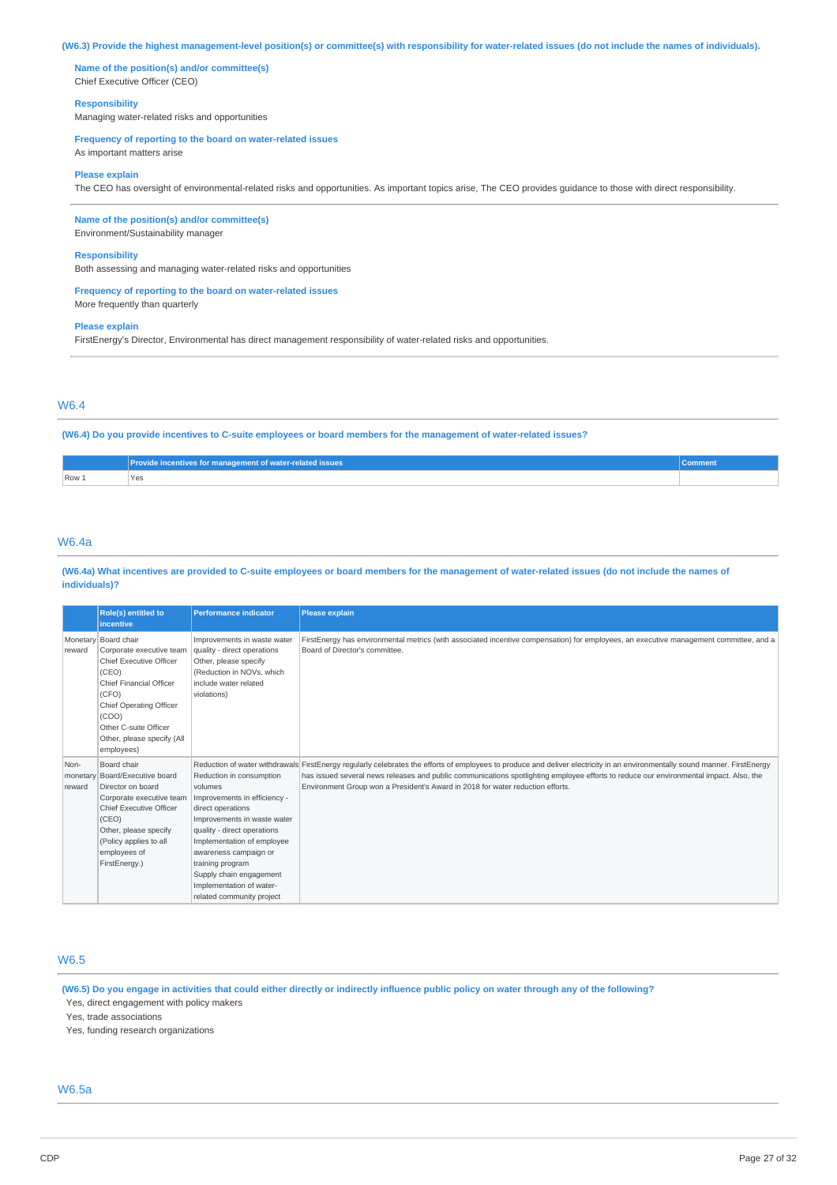**(W6.3) Provide the highest management-level position(s) or committee(s) with responsibility for water-related issues (do not include the names of individuals).**

**Name of the position(s) and/or committee(s)**
Chief Executive Officer (CEO)

**Responsibility**
Managing water-related risks and opportunities

**Frequency of reporting to the board on water-related issues**
As important matters arise

**Please explain**
The CEO has oversight of environmental-related risks and opportunities. As important topics arise, The CEO provides guidance to those with direct responsibility.

---

**Name of the position(s) and/or committee(s)**
Environment/Sustainability manager

**Responsibility**
Both assessing and managing water-related risks and opportunities

**Frequency of reporting to the board on water-related issues**
More frequently than quarterly

**Please explain**
FirstEnergy's Director, Environmental has direct management responsibility of water-related risks and opportunities.

## W6.4

**(W6.4) Do you provide incentives to C-suite employees or board members for the management of water-related issues?**

| | Provide incentives for management of water-related issues | Comment |
|---|---|---|
| Row 1 | Yes | |

## W6.4a

**(W6.4a) What incentives are provided to C-suite employees or board members for the management of water-related issues (do not include the names of individuals)?**

| | Role(s) entitled to incentive | Performance indicator | Please explain |
|---|---|---|---|
| Monetary reward | Board chair<br>Corporate executive team<br>Chief Executive Officer (CEO)<br>Chief Financial Officer (CFO)<br>Chief Operating Officer (COO)<br>Other C-suite Officer<br>Other, please specify (All employees) | Improvements in waste water quality - direct operations<br>Other, please specify (Reduction in NOVs, which include water related violations) | FirstEnergy has environmental metrics (with associated incentive compensation) for employees, an executive management committee, and a Board of Director's committee. |
| Non-monetary reward | Board chair<br>Board/Executive board<br>Director on board<br>Corporate executive team<br>Chief Executive Officer (CEO)<br>Other, please specify (Policy applies to all employees of FirstEnergy.) | Reduction of water withdrawals<br>Reduction in consumption volumes<br>Improvements in efficiency - direct operations<br>Improvements in waste water quality - direct operations<br>Implementation of employee awareness campaign or training program<br>Supply chain engagement<br>Implementation of water-related community project | FirstEnergy regularly celebrates the efforts of employees to produce and deliver electricity in an environmentally sound manner. FirstEnergy has issued several news releases and public communications spotlighting employee efforts to reduce our environmental impact. Also, the Environment Group won a President's Award in 2018 for water reduction efforts. |

## W6.5

**(W6.5) Do you engage in activities that could either directly or indirectly influence public policy on water through any of the following?**

Yes, direct engagement with policy makers
Yes, trade associations
Yes, funding research organizations

## W6.5a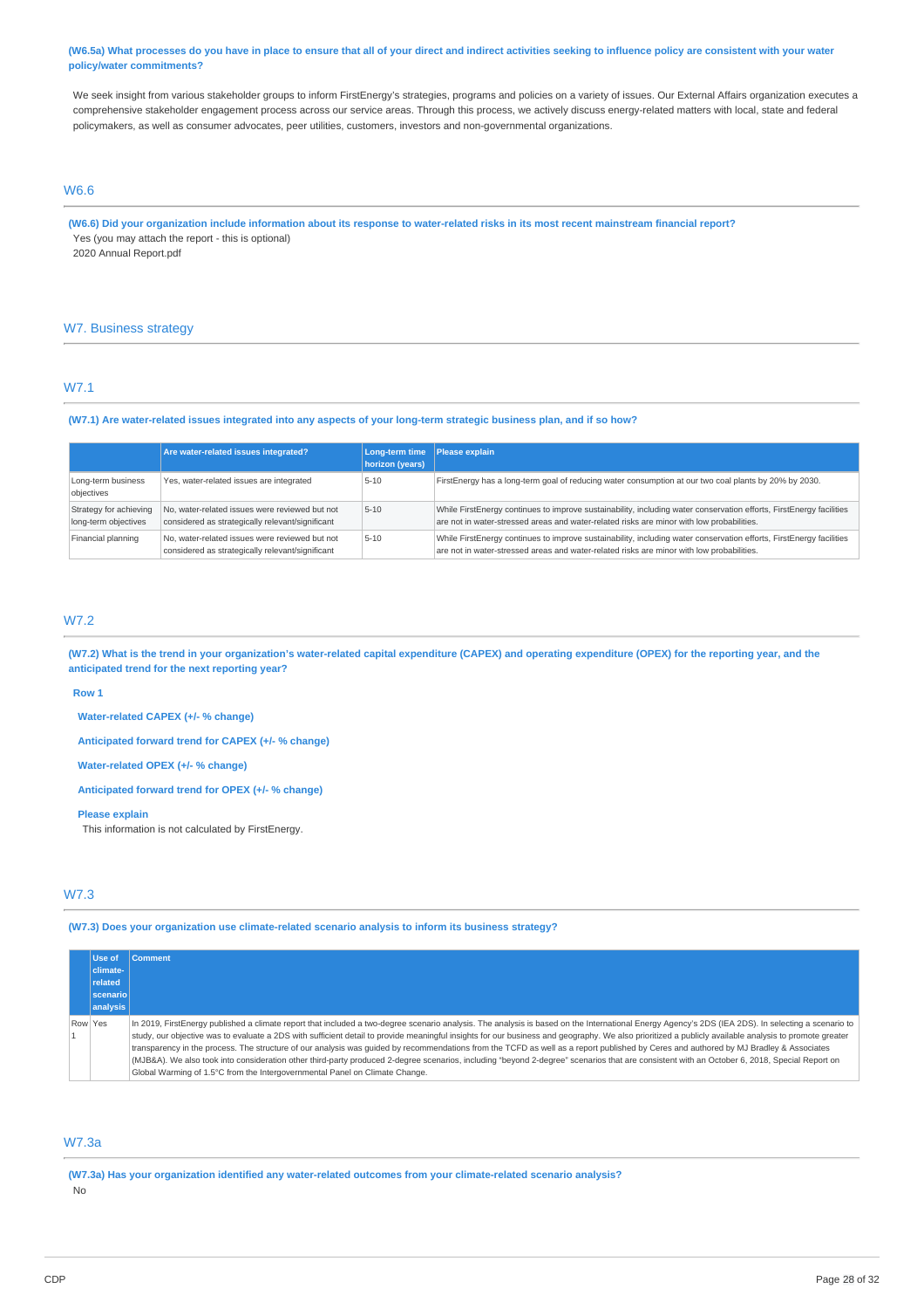**(W6.5a) What processes do you have in place to ensure that all of your direct and indirect activities seeking to influence policy are consistent with your water policy/water commitments?**

We seek insight from various stakeholder groups to inform FirstEnergy's strategies, programs and policies on a variety of issues. Our External Affairs organization executes a comprehensive stakeholder engagement process across our service areas. Through this process, we actively discuss energy-related matters with local, state and federal policymakers, as well as consumer advocates, peer utilities, customers, investors and non-governmental organizations.

## W6.6

**(W6.6) Did your organization include information about its response to water-related risks in its most recent mainstream financial report?**

Yes (you may attach the report - this is optional)

2020 Annual Report.pdf

# W7. Business strategy

## W7.1

**(W7.1) Are water-related issues integrated into any aspects of your long-term strategic business plan, and if so how?**

| | Are water-related issues integrated? | Long-term time horizon (years) | Please explain |
|---|---|---|---|
| Long-term business objectives | Yes, water-related issues are integrated | 5-10 | FirstEnergy has a long-term goal of reducing water consumption at our two coal plants by 20% by 2030. |
| Strategy for achieving long-term objectives | No, water-related issues were reviewed but not considered as strategically relevant/significant | 5-10 | While FirstEnergy continues to improve sustainability, including water conservation efforts, FirstEnergy facilities are not in water-stressed areas and water-related risks are minor with low probabilities. |
| Financial planning | No, water-related issues were reviewed but not considered as strategically relevant/significant | 5-10 | While FirstEnergy continues to improve sustainability, including water conservation efforts, FirstEnergy facilities are not in water-stressed areas and water-related risks are minor with low probabilities. |

## W7.2

**(W7.2) What is the trend in your organization's water-related capital expenditure (CAPEX) and operating expenditure (OPEX) for the reporting year, and the anticipated trend for the next reporting year?**

**Row 1**

**Water-related CAPEX (+/- % change)**

**Anticipated forward trend for CAPEX (+/- % change)**

**Water-related OPEX (+/- % change)**

**Anticipated forward trend for OPEX (+/- % change)**

**Please explain**

This information is not calculated by FirstEnergy.

## W7.3

**(W7.3) Does your organization use climate-related scenario analysis to inform its business strategy?**

| | Use of climate-related scenario analysis | Comment |
|---|---|---|
| Row 1 | Yes | In 2019, FirstEnergy published a climate report that included a two-degree scenario analysis. The analysis is based on the International Energy Agency's 2DS (IEA 2DS). In selecting a scenario to study, our objective was to evaluate a 2DS with sufficient detail to provide meaningful insights for our business and geography. We also prioritized a publicly available analysis to promote greater transparency in the process. The structure of our analysis was guided by recommendations from the TCFD as well as a report published by Ceres and authored by MJ Bradley & Associates (MJB&A). We also took into consideration other third-party produced 2-degree scenarios, including "beyond 2-degree" scenarios that are consistent with an October 6, 2018, Special Report on Global Warming of 1.5°C from the Intergovernmental Panel on Climate Change. |

## W7.3a

**(W7.3a) Has your organization identified any water-related outcomes from your climate-related scenario analysis?**

No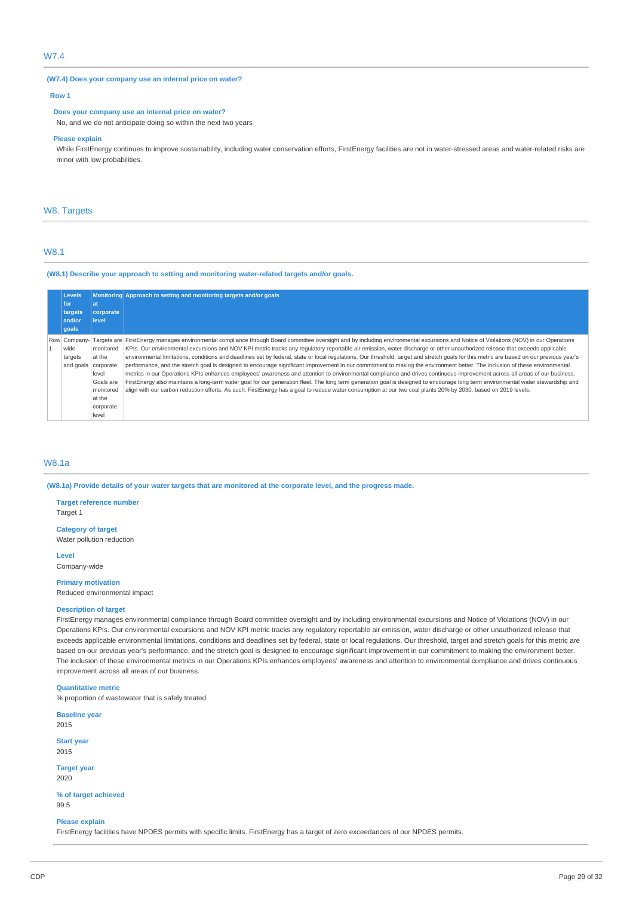## W7.4

**(W7.4) Does your company use an internal price on water?**

**Row 1**

**Does your company use an internal price on water?**

No, and we do not anticipate doing so within the next two years

**Please explain**

While FirstEnergy continues to improve sustainability, including water conservation efforts, FirstEnergy facilities are not in water-stressed areas and water-related risks are minor with low probabilities.

# W8. Targets

## W8.1

**(W8.1) Describe your approach to setting and monitoring water-related targets and/or goals.**

| | Levels for targets and/or goals | Monitoring at corporate level | Approach to setting and monitoring targets and/or goals |
|---|---|---|---|
| Row 1 | Company-wide targets and goals | Targets are monitored at the corporate level Goals are monitored at the corporate level | FirstEnergy manages environmental compliance through Board committee oversight and by including environmental excursions and Notice of Violations (NOV) in our Operations KPIs. Our environmental excursions and NOV KPI metric tracks any regulatory reportable air emission, water discharge or other unauthorized release that exceeds applicable environmental limitations, conditions and deadlines set by federal, state or local regulations. Our threshold, target and stretch goals for this metric are based on our previous year's performance, and the stretch goal is designed to encourage significant improvement in our commitment to making the environment better. The inclusion of these environmental metrics in our Operations KPIs enhances employees' awareness and attention to environmental compliance and drives continuous improvement across all areas of our business. FirstEnergy also maintains a long-term water goal for our generation fleet. The long term generation goal is designed to encourage long term environmental water stewardship and align with our carbon reduction efforts. As such, FirstEnergy has a goal to reduce water consumption at our two coal plants 20% by 2030, based on 2019 levels. |

## W8.1a

**(W8.1a) Provide details of your water targets that are monitored at the corporate level, and the progress made.**

**Target reference number**

Target 1

**Category of target**

Water pollution reduction

**Level**

Company-wide

**Primary motivation**

Reduced environmental impact

**Description of target**

FirstEnergy manages environmental compliance through Board committee oversight and by including environmental excursions and Notice of Violations (NOV) in our Operations KPIs. Our environmental excursions and NOV KPI metric tracks any regulatory reportable air emission, water discharge or other unauthorized release that exceeds applicable environmental limitations, conditions and deadlines set by federal, state or local regulations. Our threshold, target and stretch goals for this metric are based on our previous year's performance, and the stretch goal is designed to encourage significant improvement in our commitment to making the environment better. The inclusion of these environmental metrics in our Operations KPIs enhances employees' awareness and attention to environmental compliance and drives continuous improvement across all areas of our business.

**Quantitative metric**

% proportion of wastewater that is safely treated

**Baseline year**

2015

**Start year**

2015

**Target year**

2020

**% of target achieved**

99.5

**Please explain**

FirstEnergy facilities have NPDES permits with specific limits. FirstEnergy has a target of zero exceedances of our NPDES permits.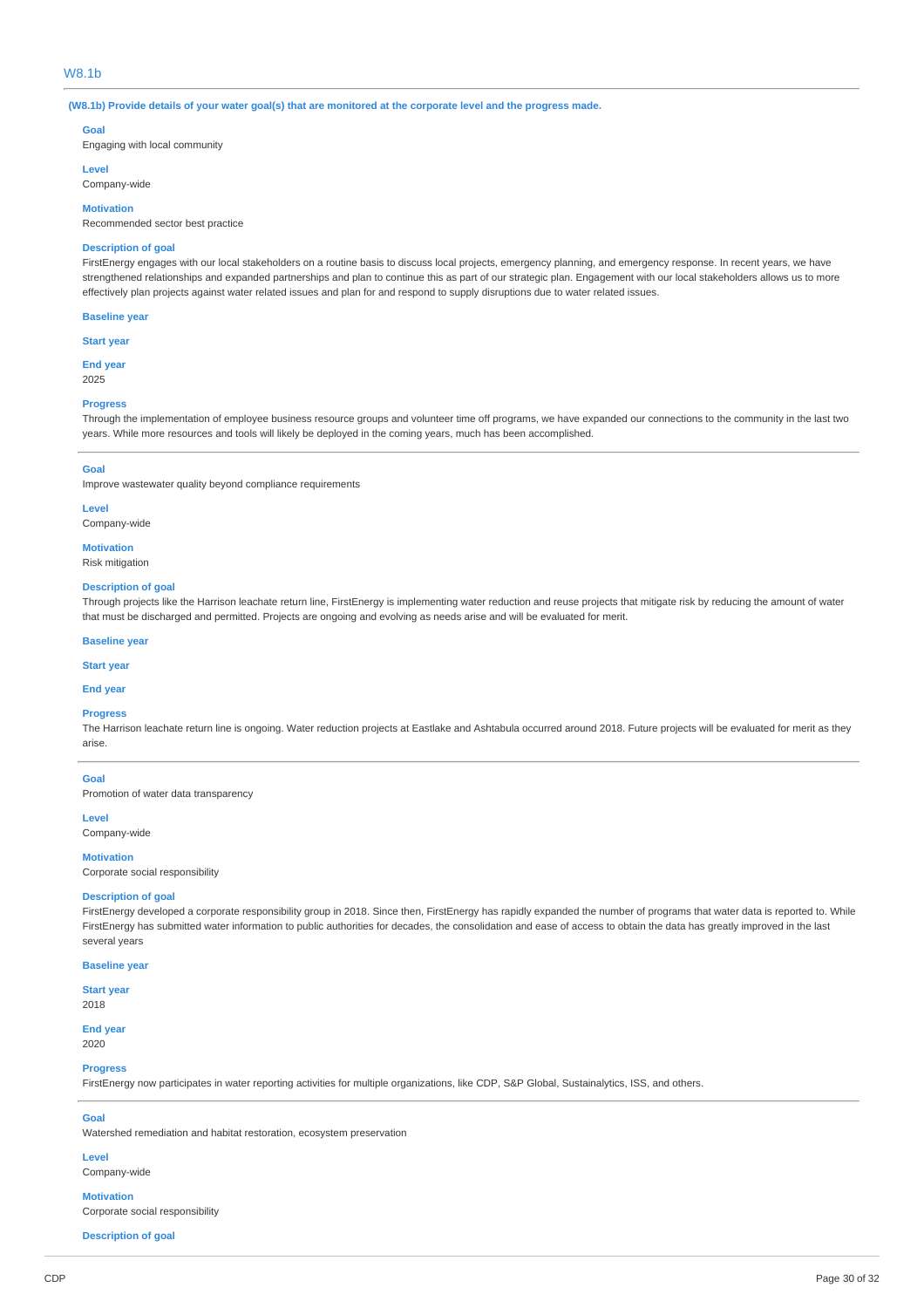## W8.1b

**(W8.1b) Provide details of your water goal(s) that are monitored at the corporate level and the progress made.**

**Goal**
Engaging with local community

**Level**
Company-wide

**Motivation**
Recommended sector best practice

**Description of goal**
FirstEnergy engages with our local stakeholders on a routine basis to discuss local projects, emergency planning, and emergency response. In recent years, we have strengthened relationships and expanded partnerships and plan to continue this as part of our strategic plan. Engagement with our local stakeholders allows us to more effectively plan projects against water related issues and plan for and respond to supply disruptions due to water related issues.

**Baseline year**

**Start year**

**End year**
2025

**Progress**
Through the implementation of employee business resource groups and volunteer time off programs, we have expanded our connections to the community in the last two years. While more resources and tools will likely be deployed in the coming years, much has been accomplished.

---

**Goal**
Improve wastewater quality beyond compliance requirements

**Level**
Company-wide

**Motivation**
Risk mitigation

**Description of goal**
Through projects like the Harrison leachate return line, FirstEnergy is implementing water reduction and reuse projects that mitigate risk by reducing the amount of water that must be discharged and permitted. Projects are ongoing and evolving as needs arise and will be evaluated for merit.

**Baseline year**

**Start year**

**End year**

**Progress**
The Harrison leachate return line is ongoing. Water reduction projects at Eastlake and Ashtabula occurred around 2018. Future projects will be evaluated for merit as they arise.

---

**Goal**
Promotion of water data transparency

**Level**
Company-wide

**Motivation**
Corporate social responsibility

**Description of goal**
FirstEnergy developed a corporate responsibility group in 2018. Since then, FirstEnergy has rapidly expanded the number of programs that water data is reported to. While FirstEnergy has submitted water information to public authorities for decades, the consolidation and ease of access to obtain the data has greatly improved in the last several years

**Baseline year**

**Start year**
2018

**End year**
2020

**Progress**
FirstEnergy now participates in water reporting activities for multiple organizations, like CDP, S&P Global, Sustainalytics, ISS, and others.

---

**Goal**
Watershed remediation and habitat restoration, ecosystem preservation

**Level**
Company-wide

**Motivation**
Corporate social responsibility

**Description of goal**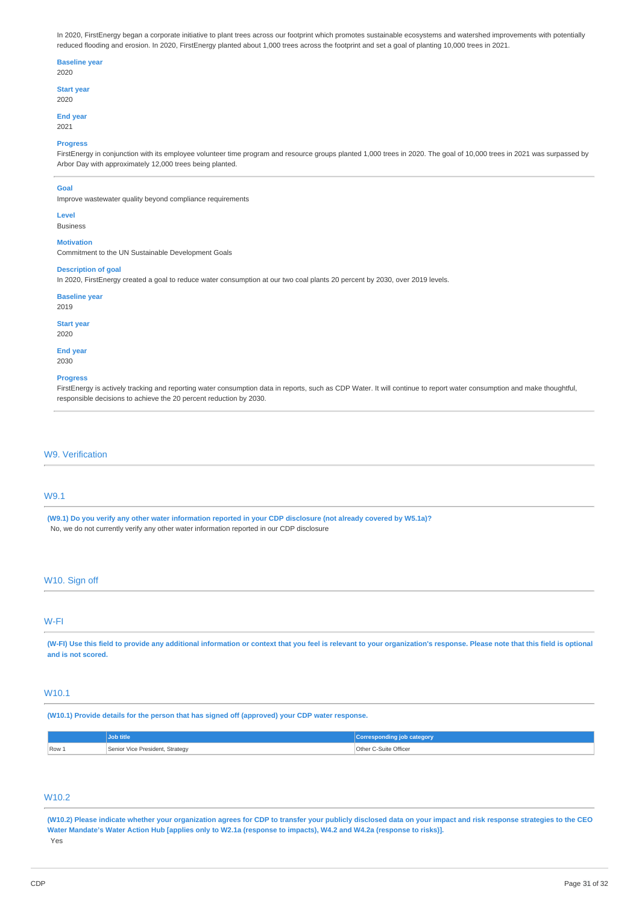In 2020, FirstEnergy began a corporate initiative to plant trees across our footprint which promotes sustainable ecosystems and watershed improvements with potentially reduced flooding and erosion. In 2020, FirstEnergy planted about 1,000 trees across the footprint and set a goal of planting 10,000 trees in 2021.

**Baseline year**
2020

**Start year**
2020

**End year**
2021

**Progress**
FirstEnergy in conjunction with its employee volunteer time program and resource groups planted 1,000 trees in 2020. The goal of 10,000 trees in 2021 was surpassed by Arbor Day with approximately 12,000 trees being planted.

---

**Goal**
Improve wastewater quality beyond compliance requirements

**Level**
Business

**Motivation**
Commitment to the UN Sustainable Development Goals

**Description of goal**
In 2020, FirstEnergy created a goal to reduce water consumption at our two coal plants 20 percent by 2030, over 2019 levels.

**Baseline year**
2019

**Start year**
2020

**End year**
2030

**Progress**
FirstEnergy is actively tracking and reporting water consumption data in reports, such as CDP Water. It will continue to report water consumption and make thoughtful, responsible decisions to achieve the 20 percent reduction by 2030.

---

## W9. Verification

### W9.1

**(W9.1) Do you verify any other water information reported in your CDP disclosure (not already covered by W5.1a)?**
No, we do not currently verify any other water information reported in our CDP disclosure

## W10. Sign off

### W-FI

**(W-FI) Use this field to provide any additional information or context that you feel is relevant to your organization's response. Please note that this field is optional and is not scored.**

### W10.1

**(W10.1) Provide details for the person that has signed off (approved) your CDP water response.**

| | Job title | Corresponding job category |
|---|---|---|
| Row 1 | Senior Vice President, Strategy | Other C-Suite Officer |

### W10.2

**(W10.2) Please indicate whether your organization agrees for CDP to transfer your publicly disclosed data on your impact and risk response strategies to the CEO Water Mandate's Water Action Hub [applies only to W2.1a (response to impacts), W4.2 and W4.2a (response to risks)].**
Yes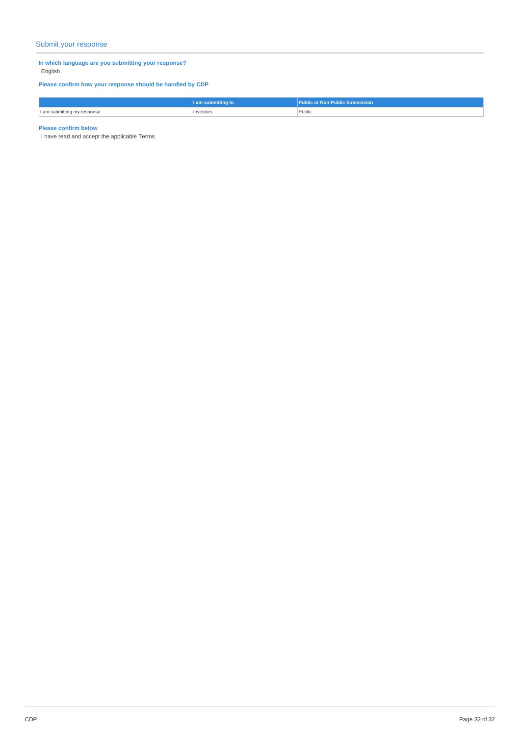## Submit your response

**In which language are you submitting your response?**

English

**Please confirm how your response should be handled by CDP**

| | I am submitting to | Public or Non-Public Submission |
|---|---|---|
| I am submitting my response | Investors | Public |

**Please confirm below**

I have read and accept the applicable Terms